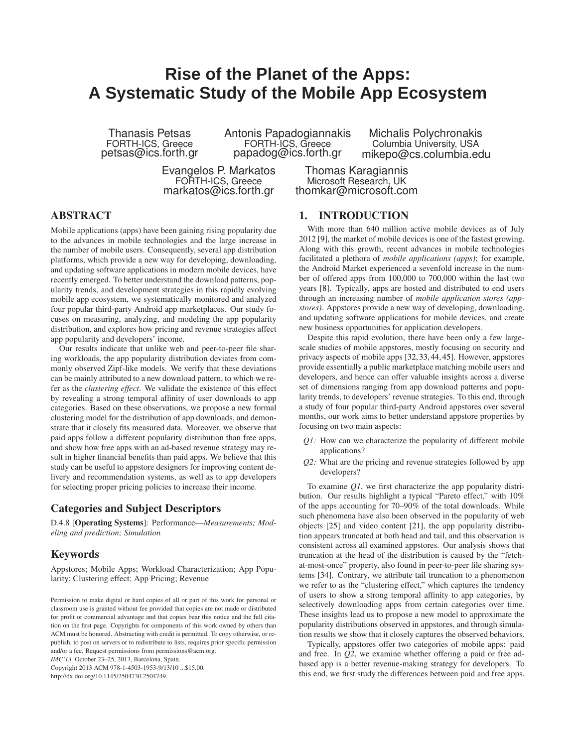# Rise of the Planet of the Apps: A Systematic Study of the Mobile App Ecosystem

Thanasis Petsas
FORTH-ICS, Greece
petsas@ics.forth.gr

Antonis Papadogiannakis
FORTH-ICS, Greece
papadog@ics.forth.gr

Michalis Polychronakis
Columbia University, USA
mikepo@cs.columbia.edu

Evangelos P. Markatos
FORTH-ICS, Greece
markatos@ics.forth.gr

Thomas Karagiannis
Microsoft Research, UK
thomkar@microsoft.com

## ABSTRACT

Mobile applications (apps) have been gaining rising popularity due to the advances in mobile technologies and the large increase in the number of mobile users. Consequently, several app distribution platforms, which provide a new way for developing, downloading, and updating software applications in modern mobile devices, have recently emerged. To better understand the download patterns, popularity trends, and development strategies in this rapidly evolving mobile app ecosystem, we systematically monitored and analyzed four popular third-party Android app marketplaces. Our study focuses on measuring, analyzing, and modeling the app popularity distribution, and explores how pricing and revenue strategies affect app popularity and developers' income.

Our results indicate that unlike web and peer-to-peer file sharing workloads, the app popularity distribution deviates from commonly observed Zipf-like models. We verify that these deviations can be mainly attributed to a new download pattern, to which we refer as the *clustering effect*. We validate the existence of this effect by revealing a strong temporal affinity of user downloads to app categories. Based on these observations, we propose a new formal clustering model for the distribution of app downloads, and demonstrate that it closely fits measured data. Moreover, we observe that paid apps follow a different popularity distribution than free apps, and show how free apps with an ad-based revenue strategy may result in higher financial benefits than paid apps. We believe that this study can be useful to appstore designers for improving content delivery and recommendation systems, as well as to app developers for selecting proper pricing policies to increase their income.

### Categories and Subject Descriptors

D.4.8 [**Operating Systems**]: Performance—*Measurements; Modeling and prediction; Simulation*

### Keywords

Appstores; Mobile Apps; Workload Characterization; App Popularity; Clustering effect; App Pricing; Revenue

Permission to make digital or hard copies of all or part of this work for personal or classroom use is granted without fee provided that copies are not made or distributed for profit or commercial advantage and that copies bear this notice and the full citation on the first page. Copyrights for components of this work owned by others than ACM must be honored. Abstracting with credit is permitted. To copy otherwise, or republish, to post on servers or to redistribute to lists, requires prior specific permission and/or a fee. Request permissions from permissions@acm.org.
*IMC'13,* October 23–25, 2013, Barcelona, Spain.
Copyright 2013 ACM 978-1-4503-1953-9/13/10 ...$15.00.
http://dx.doi.org/10.1145/2504730.2504749.

## 1. INTRODUCTION

With more than 640 million active mobile devices as of July 2012 [9], the market of mobile devices is one of the fastest growing. Along with this growth, recent advances in mobile technologies facilitated a plethora of *mobile applications (apps)*; for example, the Android Market experienced a sevenfold increase in the number of offered apps from 100,000 to 700,000 within the last two years [8]. Typically, apps are hosted and distributed to end users through an increasing number of *mobile application stores (appstores)*. Appstores provide a new way of developing, downloading, and updating software applications for mobile devices, and create new business opportunities for application developers.

Despite this rapid evolution, there have been only a few large-scale studies of mobile appstores, mostly focusing on security and privacy aspects of mobile apps [32, 33, 44, 45]. However, appstores provide essentially a public marketplace matching mobile users and developers, and hence can offer valuable insights across a diverse set of dimensions ranging from app download patterns and popularity trends, to developers' revenue strategies. To this end, through a study of four popular third-party Android appstores over several months, our work aims to better understand appstore properties by focusing on two main aspects:

- *Q1:* How can we characterize the popularity of different mobile applications?
- *Q2:* What are the pricing and revenue strategies followed by app developers?

To examine *Q1*, we first characterize the app popularity distribution. Our results highlight a typical "Pareto effect," with 10% of the apps accounting for 70–90% of the total downloads. While such phenomena have also been observed in the popularity of web objects [25] and video content [21], the app popularity distribution appears truncated at both head and tail, and this observation is consistent across all examined appstores. Our analysis shows that truncation at the head of the distribution is caused by the "fetch-at-most-once" property, also found in peer-to-peer file sharing systems [34]. Contrary, we attribute tail truncation to a phenomenon we refer to as the "clustering effect," which captures the tendency of users to show a strong temporal affinity to app categories, by selectively downloading apps from certain categories over time. These insights lead us to propose a new model to approximate the popularity distributions observed in appstores, and through simulation results we show that it closely captures the observed behaviors.

Typically, appstores offer two categories of mobile apps: paid and free. In *Q2*, we examine whether offering a paid or free ad-based app is a better revenue-making strategy for developers. To this end, we first study the differences between paid and free apps.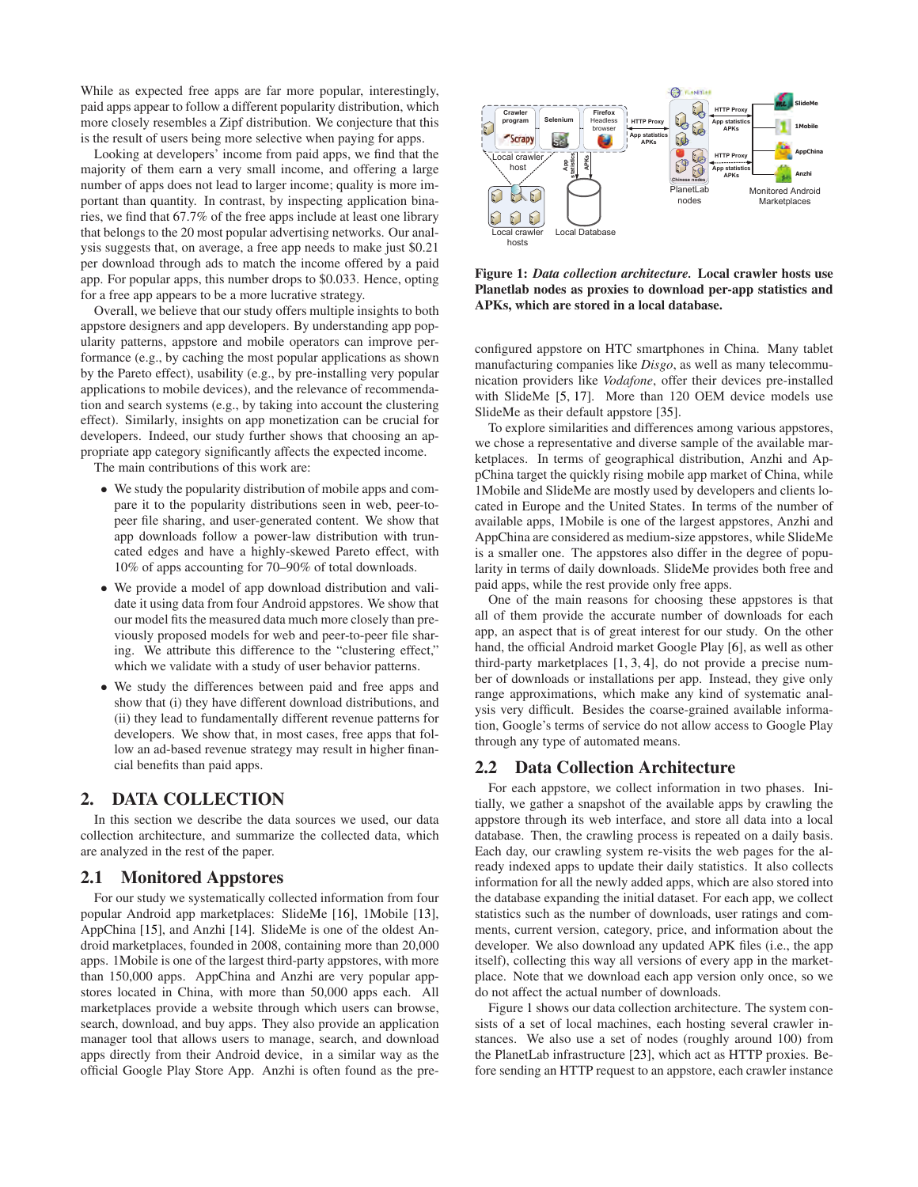While as expected free apps are far more popular, interestingly, paid apps appear to follow a different popularity distribution, which more closely resembles a Zipf distribution. We conjecture that this is the result of users being more selective when paying for apps.

Looking at developers' income from paid apps, we find that the majority of them earn a very small income, and offering a large number of apps does not lead to larger income; quality is more important than quantity. In contrast, by inspecting application binaries, we find that 67.7% of the free apps include at least one library that belongs to the 20 most popular advertising networks. Our analysis suggests that, on average, a free app needs to make just $0.21 per download through ads to match the income offered by a paid app. For popular apps, this number drops to $0.033. Hence, opting for a free app appears to be a more lucrative strategy.

Overall, we believe that our study offers multiple insights to both appstore designers and app developers. By understanding app popularity patterns, appstore and mobile operators can improve performance (e.g., by caching the most popular applications as shown by the Pareto effect), usability (e.g., by pre-installing very popular applications to mobile devices), and the relevance of recommendation and search systems (e.g., by taking into account the clustering effect). Similarly, insights on app monetization can be crucial for developers. Indeed, our study further shows that choosing an appropriate app category significantly affects the expected income.

The main contributions of this work are:

- We study the popularity distribution of mobile apps and compare it to the popularity distributions seen in web, peer-to-peer file sharing, and user-generated content. We show that app downloads follow a power-law distribution with truncated edges and have a highly-skewed Pareto effect, with 10% of apps accounting for 70–90% of total downloads.
- We provide a model of app download distribution and validate it using data from four Android appstores. We show that our model fits the measured data much more closely than previously proposed models for web and peer-to-peer file sharing. We attribute this difference to the "clustering effect," which we validate with a study of user behavior patterns.
- We study the differences between paid and free apps and show that (i) they have different download distributions, and (ii) they lead to fundamentally different revenue patterns for developers. We show that, in most cases, free apps that follow an ad-based revenue strategy may result in higher financial benefits than paid apps.

## 2. DATA COLLECTION

In this section we describe the data sources we used, our data collection architecture, and summarize the collected data, which are analyzed in the rest of the paper.

### 2.1 Monitored Appstores

For our study we systematically collected information from four popular Android app marketplaces: SlideMe [16], 1Mobile [13], AppChina [15], and Anzhi [14]. SlideMe is one of the oldest Android marketplaces, founded in 2008, containing more than 20,000 apps. 1Mobile is one of the largest third-party appstores, with more than 150,000 apps. AppChina and Anzhi are very popular appstores located in China, with more than 50,000 apps each. All marketplaces provide a website through which users can browse, search, download, and buy apps. They also provide an application manager tool that allows users to manage, search, and download apps directly from their Android device, in a similar way as the official Google Play Store App. Anzhi is often found as the pre-configured appstore on HTC smartphones in China. Many tablet manufacturing companies like *Disgo*, as well as many telecommunication providers like *Vodafone*, offer their devices pre-installed with SlideMe [5, 17]. More than 120 OEM device models use SlideMe as their default appstore [35].

Crawler program
Selenium
Firefox Headless browser
Scrapy
Local crawler host
HTTP Proxy
App statistics APKs
App statistics
APKs
Local crawler hosts
Local Database
PlanetLab
Chinese nodes
PlanetLab nodes
HTTP Proxy
App statistics APKs
HTTP Proxy
App statistics APKs
SlideMe
1Mobile
AppChina
Anzhi
Monitored Android Marketplaces

**Figure 1: *Data collection architecture.* Local crawler hosts use Planetlab nodes as proxies to download per-app statistics and APKs, which are stored in a local database.**

To explore similarities and differences among various appstores, we chose a representative and diverse sample of the available marketplaces. In terms of geographical distribution, Anzhi and AppChina target the quickly rising mobile app market of China, while 1Mobile and SlideMe are mostly used by developers and clients located in Europe and the United States. In terms of the number of available apps, 1Mobile is one of the largest appstores, Anzhi and AppChina are considered as medium-size appstores, while SlideMe is a smaller one. The appstores also differ in the degree of popularity in terms of daily downloads. SlideMe provides both free and paid apps, while the rest provide only free apps.

One of the main reasons for choosing these appstores is that all of them provide the accurate number of downloads for each app, an aspect that is of great interest for our study. On the other hand, the official Android market Google Play [6], as well as other third-party marketplaces [1, 3, 4], do not provide a precise number of downloads or installations per app. Instead, they give only range approximations, which make any kind of systematic analysis very difficult. Besides the coarse-grained available information, Google's terms of service do not allow access to Google Play through any type of automated means.

### 2.2 Data Collection Architecture

For each appstore, we collect information in two phases. Initially, we gather a snapshot of the available apps by crawling the appstore through its web interface, and store all data into a local database. Then, the crawling process is repeated on a daily basis. Each day, our crawling system re-visits the web pages for the already indexed apps to update their daily statistics. It also collects information for all the newly added apps, which are also stored into the database expanding the initial dataset. For each app, we collect statistics such as the number of downloads, user ratings and comments, current version, category, price, and information about the developer. We also download any updated APK files (i.e., the app itself), collecting this way all versions of every app in the marketplace. Note that we download each app version only once, so we do not affect the actual number of downloads.

Figure 1 shows our data collection architecture. The system consists of a set of local machines, each hosting several crawler instances. We also use a set of nodes (roughly around 100) from the PlanetLab infrastructure [23], which act as HTTP proxies. Before sending an HTTP request to an appstore, each crawler instance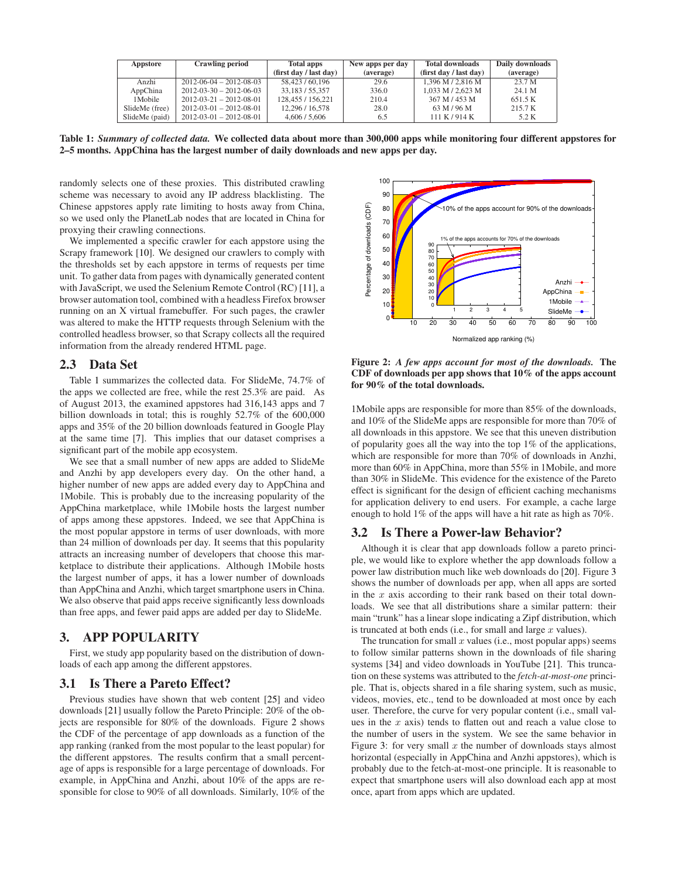| Appstore | Crawling period | Total apps (first day / last day) | New apps per day (average) | Total downloads (first day / last day) | Daily downloads (average) |
|---|---|---|---|---|---|
| Anzhi | 2012-06-04 – 2012-08-03 | 58,423 / 60,196 | 29.6 | 1,396 M / 2,816 M | 23.7 M |
| AppChina | 2012-03-30 – 2012-06-03 | 33,183 / 55,357 | 336.0 | 1,033 M / 2,623 M | 24.1 M |
| 1Mobile | 2012-03-21 – 2012-08-01 | 128,455 / 156,221 | 210.4 | 367 M / 453 M | 651.5 K |
| SlideMe (free) | 2012-03-01 – 2012-08-01 | 12,296 / 16,578 | 28.0 | 63 M / 96 M | 215.7 K |
| SlideMe (paid) | 2012-03-01 – 2012-08-01 | 4,606 / 5,606 | 6.5 | 111 K / 914 K | 5.2 K |

**Table 1:** ***Summary of collected data.*** **We collected data about more than 300,000 apps while monitoring four different appstores for 2–5 months. AppChina has the largest number of daily downloads and new apps per day.**

randomly selects one of these proxies. This distributed crawling scheme was necessary to avoid any IP address blacklisting. The Chinese appstores apply rate limiting to hosts away from China, so we used only the PlanetLab nodes that are located in China for proxying their crawling connections.

We implemented a specific crawler for each appstore using the Scrapy framework [10]. We designed our crawlers to comply with the thresholds set by each appstore in terms of requests per time unit. To gather data from pages with dynamically generated content with JavaScript, we used the Selenium Remote Control (RC) [11], a browser automation tool, combined with a headless Firefox browser running on an X virtual framebuffer. For such pages, the crawler was altered to make the HTTP requests through Selenium with the controlled headless browser, so that Scrapy collects all the required information from the already rendered HTML page.

## 2.3 Data Set

Table 1 summarizes the collected data. For SlideMe, 74.7% of the apps we collected are free, while the rest 25.3% are paid. As of August 2013, the examined appstores had 316,143 apps and 7 billion downloads in total; this is roughly 52.7% of the 600,000 apps and 35% of the 20 billion downloads featured in Google Play at the same time [7]. This implies that our dataset comprises a significant part of the mobile app ecosystem.

We see that a small number of new apps are added to SlideMe and Anzhi by app developers every day. On the other hand, a higher number of new apps are added every day to AppChina and 1Mobile. This is probably due to the increasing popularity of the AppChina marketplace, while 1Mobile hosts the largest number of apps among these appstores. Indeed, we see that AppChina is the most popular appstore in terms of user downloads, with more than 24 million of downloads per day. It seems that this popularity attracts an increasing number of developers that choose this marketplace to distribute their applications. Although 1Mobile hosts the largest number of apps, it has a lower number of downloads than AppChina and Anzhi, which target smartphone users in China. We also observe that paid apps receive significantly less downloads than free apps, and fewer paid apps are added per day to SlideMe.

# 3. APP POPULARITY

First, we study app popularity based on the distribution of downloads of each app among the different appstores.

## 3.1 Is There a Pareto Effect?

Previous studies have shown that web content [25] and video downloads [21] usually follow the Pareto Principle: 20% of the objects are responsible for 80% of the downloads. Figure 2 shows the CDF of the percentage of app downloads as a function of the app ranking (ranked from the most popular to the least popular) for the different appstores. The results confirm that a small percentage of apps is responsible for a large percentage of downloads. For example, in AppChina and Anzhi, about 10% of the apps are responsible for close to 90% of all downloads. Similarly, 10% of the 1Mobile apps are responsible for more than 85% of the downloads, and 10% of the SlideMe apps are responsible for more than 70% of all downloads in this appstore. We see that this uneven distribution of popularity goes all the way into the top 1% of the applications, which are responsible for more than 70% of downloads in Anzhi, more than 60% in AppChina, more than 55% in 1Mobile, and more than 30% in SlideMe. This evidence for the existence of the Pareto effect is significant for the design of efficient caching mechanisms for application delivery to end users. For example, a cache large enough to hold 1% of the apps will have a hit rate as high as 70%.

**Figure 2:** ***A few apps account for most of the downloads.*** **The CDF of downloads per app shows that 10% of the apps account for 90% of the total downloads.**

## 3.2 Is There a Power-law Behavior?

Although it is clear that app downloads follow a pareto principle, we would like to explore whether the app downloads follow a power law distribution much like web downloads do [20]. Figure 3 shows the number of downloads per app, when all apps are sorted in the $x$ axis according to their rank based on their total downloads. We see that all distributions share a similar pattern: their main "trunk" has a linear slope indicating a Zipf distribution, which is truncated at both ends (i.e., for small and large $x$ values).

The truncation for small $x$ values (i.e., most popular apps) seems to follow similar patterns shown in the downloads of file sharing systems [34] and video downloads in YouTube [21]. This truncation on these systems was attributed to the *fetch-at-most-one* principle. That is, objects shared in a file sharing system, such as music, videos, movies, etc., tend to be downloaded at most once by each user. Therefore, the curve for very popular content (i.e., small values in the $x$ axis) tends to flatten out and reach a value close to the number of users in the system. We see the same behavior in Figure 3: for very small $x$ the number of downloads stays almost horizontal (especially in AppChina and Anzhi appstores), which is probably due to the fetch-at-most-one principle. It is reasonable to expect that smartphone users will also download each app at most once, apart from apps which are updated.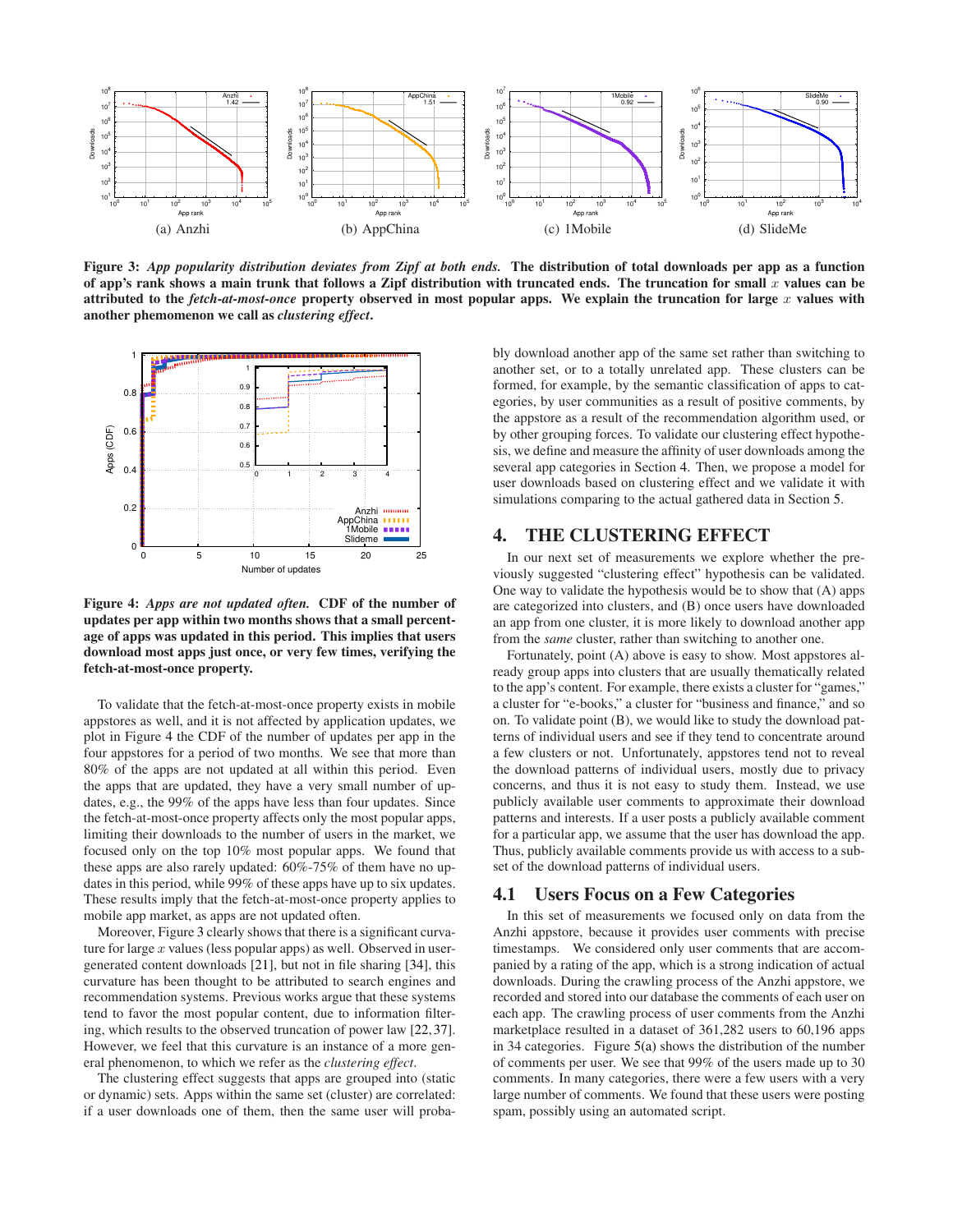Downloads

App rank

Anzhi
1.42

(a) Anzhi

AppChina
1.51

(b) AppChina

1Mobile
0.92

(c) 1Mobile

SlideMe
0.90

(d) SlideMe

**Figure 3:** ***App popularity distribution deviates from Zipf at both ends.*** **The distribution of total downloads per app as a function of app's rank shows a main trunk that follows a Zipf distribution with truncated ends. The truncation for small $x$ values can be attributed to the *fetch-at-most-once* property observed in most popular apps. We explain the truncation for large $x$ values with another phemomenon we call as *clustering effect*.**

Apps (CDF)

Number of updates

Anzhi
AppChina
1Mobile
Slideme

**Figure 4:** ***Apps are not updated often.*** **CDF of the number of updates per app within two months shows that a small percentage of apps was updated in this period. This implies that users download most apps just once, or very few times, verifying the fetch-at-most-once property.**

To validate that the fetch-at-most-once property exists in mobile appstores as well, and it is not affected by application updates, we plot in Figure 4 the CDF of the number of updates per app in the four appstores for a period of two months. We see that more than 80% of the apps are not updated at all within this period. Even the apps that are updated, they have a very small number of updates, e.g., the 99% of the apps have less than four updates. Since the fetch-at-most-once property affects only the most popular apps, limiting their downloads to the number of users in the market, we focused only on the top 10% most popular apps. We found that these apps are also rarely updated: 60%-75% of them have no updates in this period, while 99% of these apps have up to six updates. These results imply that the fetch-at-most-once property applies to mobile app market, as apps are not updated often.

Moreover, Figure 3 clearly shows that there is a significant curvature for large $x$ values (less popular apps) as well. Observed in user-generated content downloads [21], but not in file sharing [34], this curvature has been thought to be attributed to search engines and recommendation systems. Previous works argue that these systems tend to favor the most popular content, due to information filtering, which results to the observed truncation of power law [22, 37]. However, we feel that this curvature is an instance of a more general phenomenon, to which we refer as the *clustering effect*.

The clustering effect suggests that apps are grouped into (static or dynamic) sets. Apps within the same set (cluster) are correlated: if a user downloads one of them, then the same user will probably download another app of the same set rather than switching to another set, or to a totally unrelated app. These clusters can be formed, for example, by the semantic classification of apps to categories, by user communities as a result of positive comments, by the appstore as a result of the recommendation algorithm used, or by other grouping forces. To validate our clustering effect hypothesis, we define and measure the affinity of user downloads among the several app categories in Section 4. Then, we propose a model for user downloads based on clustering effect and we validate it with simulations comparing to the actual gathered data in Section 5.

## 4. THE CLUSTERING EFFECT

In our next set of measurements we explore whether the previously suggested "clustering effect" hypothesis can be validated. One way to validate the hypothesis would be to show that (A) apps are categorized into clusters, and (B) once users have downloaded an app from one cluster, it is more likely to download another app from the *same* cluster, rather than switching to another one.

Fortunately, point (A) above is easy to show. Most appstores already group apps into clusters that are usually thematically related to the app's content. For example, there exists a cluster for "games," a cluster for "e-books," a cluster for "business and finance," and so on. To validate point (B), we would like to study the download patterns of individual users and see if they tend to concentrate around a few clusters or not. Unfortunately, appstores tend not to reveal the download patterns of individual users, mostly due to privacy concerns, and thus it is not easy to study them. Instead, we use publicly available user comments to approximate their download patterns and interests. If a user posts a publicly available comment for a particular app, we assume that the user has download the app. Thus, publicly available comments provide us with access to a subset of the download patterns of individual users.

### 4.1 Users Focus on a Few Categories

In this set of measurements we focused only on data from the Anzhi appstore, because it provides user comments with precise timestamps. We considered only user comments that are accompanied by a rating of the app, which is a strong indication of actual downloads. During the crawling process of the Anzhi appstore, we recorded and stored into our database the comments of each user on each app. The crawling process of user comments from the Anzhi marketplace resulted in a dataset of 361,282 users to 60,196 apps in 34 categories. Figure 5(a) shows the distribution of the number of comments per user. We see that 99% of the users made up to 30 comments. In many categories, there were a few users with a very large number of comments. We found that these users were posting spam, possibly using an automated script.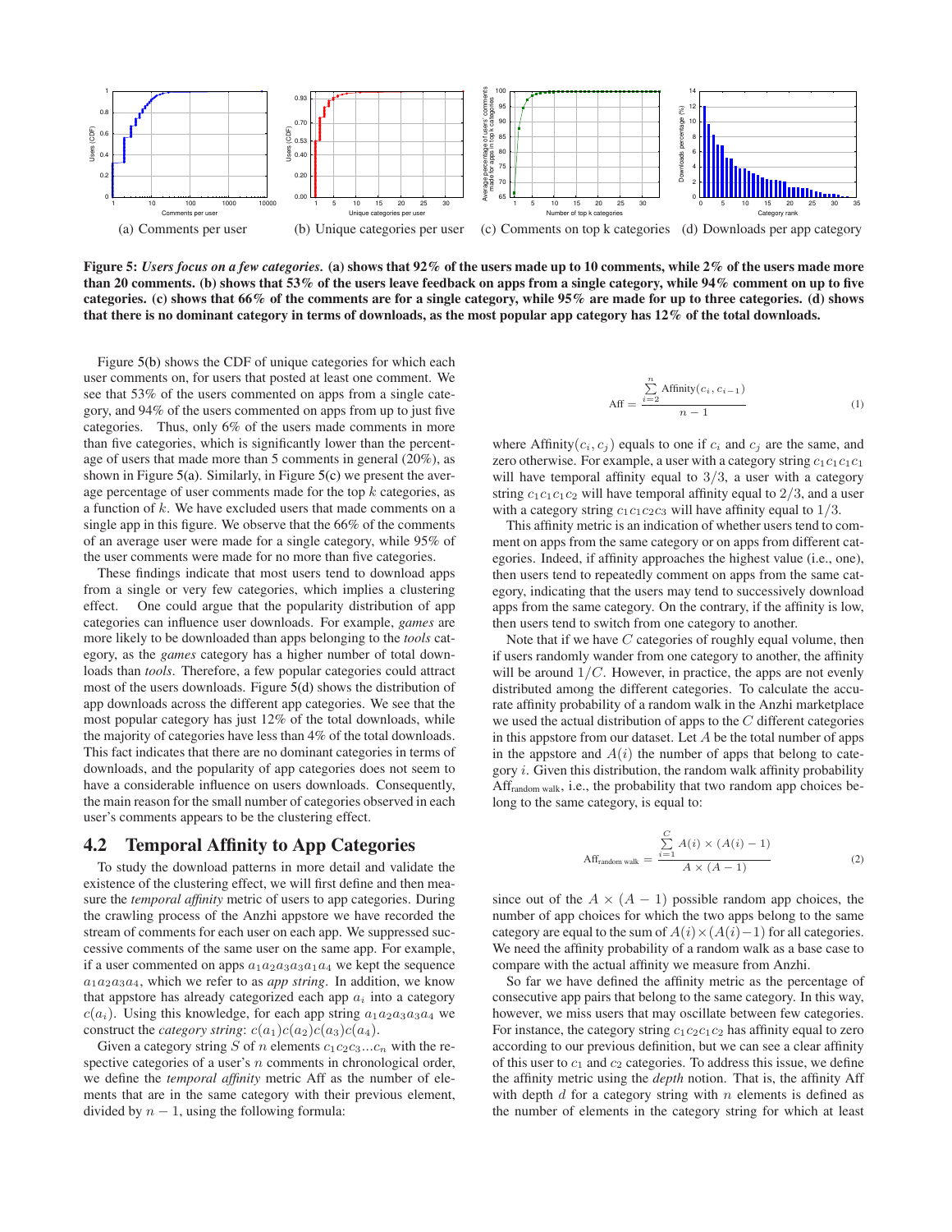(a) Comments per user (b) Unique categories per user (c) Comments on top k categories (d) Downloads per app category

**Figure 5: *Users focus on a few categories.* (a) shows that 92% of the users made up to 10 comments, while 2% of the users made more than 20 comments. (b) shows that 53% of the users leave feedback on apps from a single category, while 94% comment on up to five categories. (c) shows that 66% of the comments are for a single category, while 95% are made for up to three categories. (d) shows that there is no dominant category in terms of downloads, as the most popular app category has 12% of the total downloads.**

Figure 5(b) shows the CDF of unique categories for which each user comments on, for users that posted at least one comment. We see that 53% of the users commented on apps from a single category, and 94% of the users commented on apps from up to just five categories. Thus, only 6% of the users made comments in more than five categories, which is significantly lower than the percentage of users that made more than 5 comments in general (20%), as shown in Figure 5(a). Similarly, in Figure 5(c) we present the average percentage of user comments made for the top $k$ categories, as a function of $k$. We have excluded users that made comments on a single app in this figure. We observe that the 66% of the comments of an average user were made for a single category, while 95% of the user comments were made for no more than five categories.

These findings indicate that most users tend to download apps from a single or very few categories, which implies a clustering effect. One could argue that the popularity distribution of app categories can influence user downloads. For example, *games* are more likely to be downloaded than apps belonging to the *tools* category, as the *games* category has a higher number of total downloads than *tools*. Therefore, a few popular categories could attract most of the users downloads. Figure 5(d) shows the distribution of app downloads across the different app categories. We see that the most popular category has just 12% of the total downloads, while the majority of categories have less than 4% of the total downloads. This fact indicates that there are no dominant categories in terms of downloads, and the popularity of app categories does not seem to have a considerable influence on users downloads. Consequently, the main reason for the small number of categories observed in each user's comments appears to be the clustering effect.

## 4.2 Temporal Affinity to App Categories

To study the download patterns in more detail and validate the existence of the clustering effect, we will first define and then measure the *temporal affinity* metric of users to app categories. During the crawling process of the Anzhi appstore we have recorded the stream of comments for each user on each app. We suppressed successive comments of the same user on the same app. For example, if a user commented on apps $a_1a_2a_3a_3a_1a_4$ we kept the sequence $a_1a_2a_3a_4$, which we refer to as *app string*. In addition, we know that appstore has already categorized each app $a_i$ into a category $c(a_i)$. Using this knowledge, for each app string $a_1a_2a_3a_3a_4$ we construct the *category string*: $c(a_1)c(a_2)c(a_3)c(a_4)$.

Given a category string $S$ of $n$ elements $c_1c_2c_3...c_n$ with the respective categories of a user's $n$ comments in chronological order, we define the *temporal affinity* metric Aff as the number of elements that are in the same category with their previous element, divided by $n-1$, using the following formula:

$$\text{Aff} = \frac{\sum_{i=2}^{n} \text{Affinity}(c_i, c_{i-1})}{n-1} \quad (1)$$

where $\text{Affinity}(c_i, c_j)$ equals to one if $c_i$ and $c_j$ are the same, and zero otherwise. For example, a user with a category string $c_1c_1c_1c_1$ will have temporal affinity equal to $3/3$, a user with a category string $c_1c_1c_1c_2$ will have temporal affinity equal to $2/3$, and a user with a category string $c_1c_1c_2c_3$ will have affinity equal to $1/3$.

This affinity metric is an indication of whether users tend to comment on apps from the same category or on apps from different categories. Indeed, if affinity approaches the highest value (i.e., one), then users tend to repeatedly comment on apps from the same category, indicating that the users may tend to successively download apps from the same category. On the contrary, if the affinity is low, then users tend to switch from one category to another.

Note that if we have $C$ categories of roughly equal volume, then if users randomly wander from one category to another, the affinity will be around $1/C$. However, in practice, the apps are not evenly distributed among the different categories. To calculate the accurate affinity probability of a random walk in the Anzhi marketplace we used the actual distribution of apps to the $C$ different categories in this appstore from our dataset. Let $A$ be the total number of apps in the appstore and $A(i)$ the number of apps that belong to category $i$. Given this distribution, the random walk affinity probability $\text{Aff}_{\text{random walk}}$, i.e., the probability that two random app choices belong to the same category, is equal to:

$$\text{Aff}_{\text{random walk}} = \frac{\sum_{i=1}^{C} A(i) \times (A(i)-1)}{A \times (A-1)} \quad (2)$$

since out of the $A \times (A-1)$ possible random app choices, the number of app choices for which the two apps belong to the same category are equal to the sum of $A(i) \times (A(i)-1)$ for all categories. We need the affinity probability of a random walk as a base case to compare with the actual affinity we measure from Anzhi.

So far we have defined the affinity metric as the percentage of consecutive app pairs that belong to the same category. In this way, however, we miss users that may oscillate between few categories. For instance, the category string $c_1c_2c_1c_2$ has affinity equal to zero according to our previous definition, but we can see a clear affinity of this user to $c_1$ and $c_2$ categories. To address this issue, we define the affinity metric using the *depth* notion. That is, the affinity Aff with depth $d$ for a category string with $n$ elements is defined as the number of elements in the category string for which at least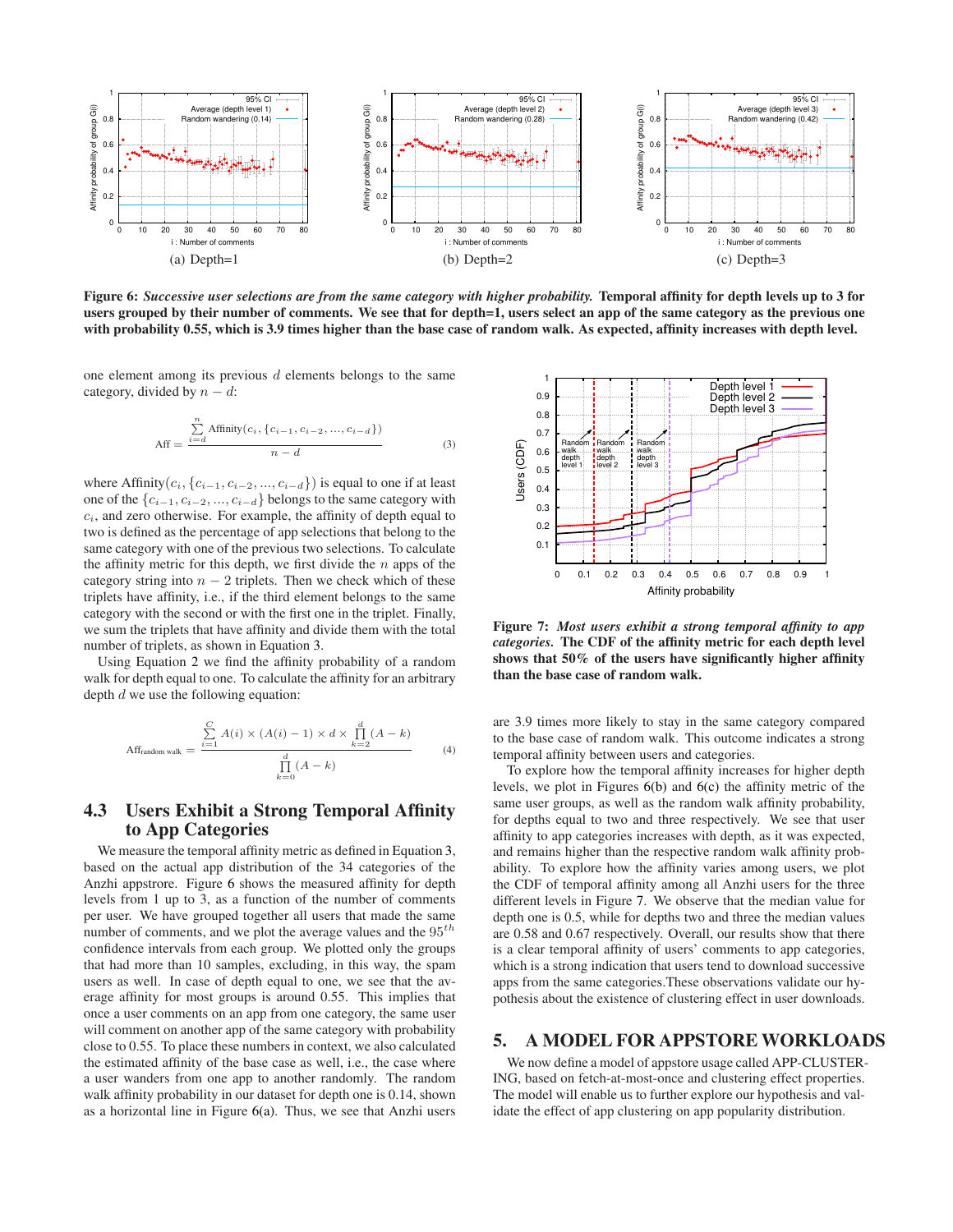(a) Depth=1

(b) Depth=2

(c) Depth=3

**Figure 6: *Successive user selections are from the same category with higher probability.* Temporal affinity for depth levels up to 3 for users grouped by their number of comments. We see that for depth=1, users select an app of the same category as the previous one with probability 0.55, which is 3.9 times higher than the base case of random walk. As expected, affinity increases with depth level.**

one element among its previous $d$ elements belongs to the same category, divided by $n - d$:

$$\text{Aff} = \frac{\sum_{i=d}^{n} \text{Affinity}(c_i, \{c_{i-1}, c_{i-2}, ..., c_{i-d}\})}{n - d} \tag{3}$$

where $\text{Affinity}(c_i, \{c_{i-1}, c_{i-2}, ..., c_{i-d}\})$ is equal to one if at least one of the $\{c_{i-1}, c_{i-2}, ..., c_{i-d}\}$ belongs to the same category with $c_i$, and zero otherwise. For example, the affinity of depth equal to two is defined as the percentage of app selections that belong to the same category with one of the previous two selections. To calculate the affinity metric for this depth, we first divide the $n$ apps of the category string into $n - 2$ triplets. Then we check which of these triplets have affinity, i.e., if the third element belongs to the same category with the second or with the first one in the triplet. Finally, we sum the triplets that have affinity and divide them with the total number of triplets, as shown in Equation 3.

Using Equation 2 we find the affinity probability of a random walk for depth equal to one. To calculate the affinity for an arbitrary depth $d$ we use the following equation:

$$\text{Aff}_{\text{random walk}} = \frac{\sum_{i=1}^{C} A(i) \times (A(i) - 1) \times d \times \prod_{k=2}^{d} (A - k)}{\prod_{k=0}^{d} (A - k)} \tag{4}$$

### 4.3 Users Exhibit a Strong Temporal Affinity to App Categories

We measure the temporal affinity metric as defined in Equation 3, based on the actual app distribution of the 34 categories of the Anzhi appstrore. Figure 6 shows the measured affinity for depth levels from 1 up to 3, as a function of the number of comments per user. We have grouped together all users that made the same number of comments, and we plot the average values and the $95^{th}$ confidence intervals from each group. We plotted only the groups that had more than 10 samples, excluding, in this way, the spam users as well. In case of depth equal to one, we see that the average affinity for most groups is around 0.55. This implies that once a user comments on an app from one category, the same user will comment on another app of the same category with probability close to 0.55. To place these numbers in context, we also calculated the estimated affinity of the base case as well, i.e., the case where a user wanders from one app to another randomly. The random walk affinity probability in our dataset for depth one is 0.14, shown as a horizontal line in Figure 6(a). Thus, we see that Anzhi users are 3.9 times more likely to stay in the same category compared to the base case of random walk. This outcome indicates a strong temporal affinity between users and categories.

**Figure 7: *Most users exhibit a strong temporal affinity to app categories.* The CDF of the affinity metric for each depth level shows that 50% of the users have significantly higher affinity than the base case of random walk.**

To explore how the temporal affinity increases for higher depth levels, we plot in Figures 6(b) and 6(c) the affinity metric of the same user groups, as well as the random walk affinity probability, for depths equal to two and three respectively. We see that user affinity to app categories increases with depth, as it was expected, and remains higher than the respective random walk affinity probability. To explore how the affinity varies among users, we plot the CDF of temporal affinity among all Anzhi users for the three different levels in Figure 7. We observe that the median value for depth one is 0.5, while for depths two and three the median values are 0.58 and 0.67 respectively. Overall, our results show that there is a clear temporal affinity of users' comments to app categories, which is a strong indication that users tend to download successive apps from the same categories.These observations validate our hypothesis about the existence of clustering effect in user downloads.

## 5. A MODEL FOR APPSTORE WORKLOADS

We now define a model of appstore usage called APP-CLUSTERING, based on fetch-at-most-once and clustering effect properties. The model will enable us to further explore our hypothesis and validate the effect of app clustering on app popularity distribution.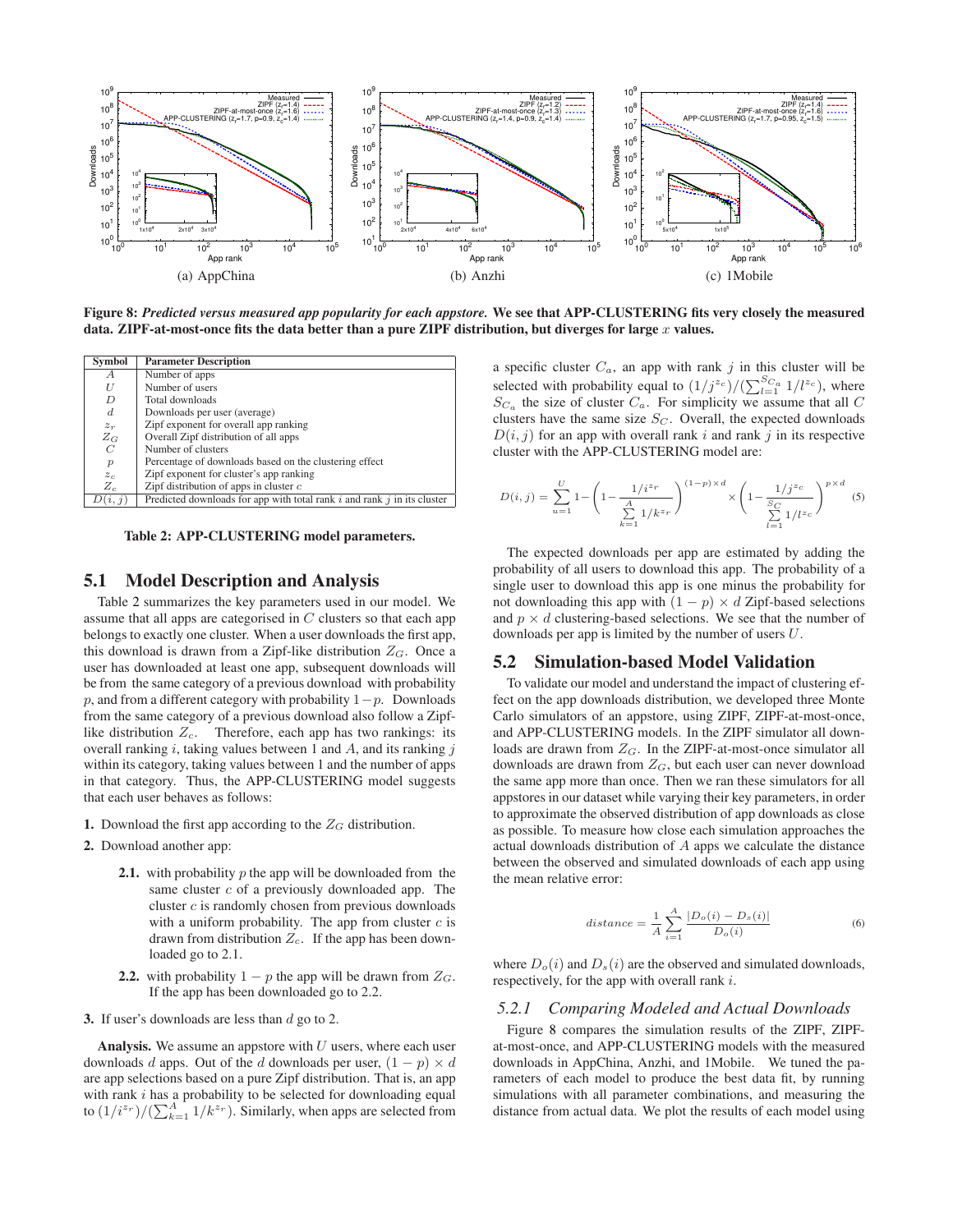(a) AppChina (b) Anzhi (c) 1Mobile

**Figure 8:** ***Predicted versus measured app popularity for each appstore.*** **We see that APP-CLUSTERING fits very closely the measured data. ZIPF-at-most-once fits the data better than a pure ZIPF distribution, but diverges for large $x$ values.**

| Symbol | Parameter Description |
|---|---|
| $A$ | Number of apps |
| $U$ | Number of users |
| $D$ | Total downloads |
| $d$ | Downloads per user (average) |
| $z_r$ | Zipf exponent for overall app ranking |
| $Z_G$ | Overall Zipf distribution of all apps |
| $C$ | Number of clusters |
| $p$ | Percentage of downloads based on the clustering effect |
| $z_c$ | Zipf exponent for cluster's app ranking |
| $Z_c$ | Zipf distribution of apps in cluster $c$ |
| $D(i, j)$ | Predicted downloads for app with total rank $i$ and rank $j$ in its cluster |

**Table 2: APP-CLUSTERING model parameters.**

## 5.1 Model Description and Analysis

Table 2 summarizes the key parameters used in our model. We assume that all apps are categorised in $C$ clusters so that each app belongs to exactly one cluster. When a user downloads the first app, this download is drawn from a Zipf-like distribution $Z_G$. Once a user has downloaded at least one app, subsequent downloads will be from the same category of a previous download with probability $p$, and from a different category with probability $1-p$. Downloads from the same category of a previous download also follow a Zipf-like distribution $Z_c$. Therefore, each app has two rankings: its overall ranking $i$, taking values between 1 and $A$, and its ranking $j$ within its category, taking values between 1 and the number of apps in that category. Thus, the APP-CLUSTERING model suggests that each user behaves as follows:

**1.** Download the first app according to the $Z_G$ distribution.

**2.** Download another app:

- **2.1.** with probability $p$ the app will be downloaded from the same cluster $c$ of a previously downloaded app. The cluster $c$ is randomly chosen from previous downloads with a uniform probability. The app from cluster $c$ is drawn from distribution $Z_c$. If the app has been downloaded go to 2.1.
- **2.2.** with probability $1-p$ the app will be drawn from $Z_G$. If the app has been downloaded go to 2.2.

**3.** If user's downloads are less than $d$ go to 2.

**Analysis.** We assume an appstore with $U$ users, where each user downloads $d$ apps. Out of the $d$ downloads per user, $(1-p) \times d$ are app selections based on a pure Zipf distribution. That is, an app with rank $i$ has a probability to be selected for downloading equal to $(1/i^{z_r})/(\sum_{k=1}^{A} 1/k^{z_r})$. Similarly, when apps are selected from a specific cluster $C_a$, an app with rank $j$ in this cluster will be selected with probability equal to $(1/j^{z_c})/(\sum_{l=1}^{S_{C_a}} 1/l^{z_c})$, where $S_{C_a}$ the size of cluster $C_a$. For simplicity we assume that all $C$ clusters have the same size $S_C$. Overall, the expected downloads $D(i, j)$ for an app with overall rank $i$ and rank $j$ in its respective cluster with the APP-CLUSTERING model are:

$$D(i,j) = \sum_{u=1}^{U} 1 - \left(1 - \frac{1/i^{z_r}}{\sum_{k=1}^{A} 1/k^{z_r}}\right)^{(1-p)\times d} \times \left(1 - \frac{1/j^{z_c}}{\sum_{l=1}^{S_C} 1/l^{z_c}}\right)^{p \times d} \quad (5)$$

The expected downloads per app are estimated by adding the probability of all users to download this app. The probability of a single user to download this app is one minus the probability for not downloading this app with $(1-p) \times d$ Zipf-based selections and $p \times d$ clustering-based selections. We see that the number of downloads per app is limited by the number of users $U$.

## 5.2 Simulation-based Model Validation

To validate our model and understand the impact of clustering effect on the app downloads distribution, we developed three Monte Carlo simulators of an appstore, using ZIPF, ZIPF-at-most-once, and APP-CLUSTERING models. In the ZIPF simulator all downloads are drawn from $Z_G$. In the ZIPF-at-most-once simulator all downloads are drawn from $Z_G$, but each user can never download the same app more than once. Then we ran these simulators for all appstores in our dataset while varying their key parameters, in order to approximate the observed distribution of app downloads as close as possible. To measure how close each simulation approaches the actual downloads distribution of $A$ apps we calculate the distance between the observed and simulated downloads of each app using the mean relative error:

$$distance = \frac{1}{A} \sum_{i=1}^{A} \frac{|D_o(i) - D_s(i)|}{D_o(i)} \quad (6)$$

where $D_o(i)$ and $D_s(i)$ are the observed and simulated downloads, respectively, for the app with overall rank $i$.

### *5.2.1 Comparing Modeled and Actual Downloads*

Figure 8 compares the simulation results of the ZIPF, ZIPF-at-most-once, and APP-CLUSTERING models with the measured downloads in AppChina, Anzhi, and 1Mobile. We tuned the parameters of each model to produce the best data fit, by running simulations with all parameter combinations, and measuring the distance from actual data. We plot the results of each model using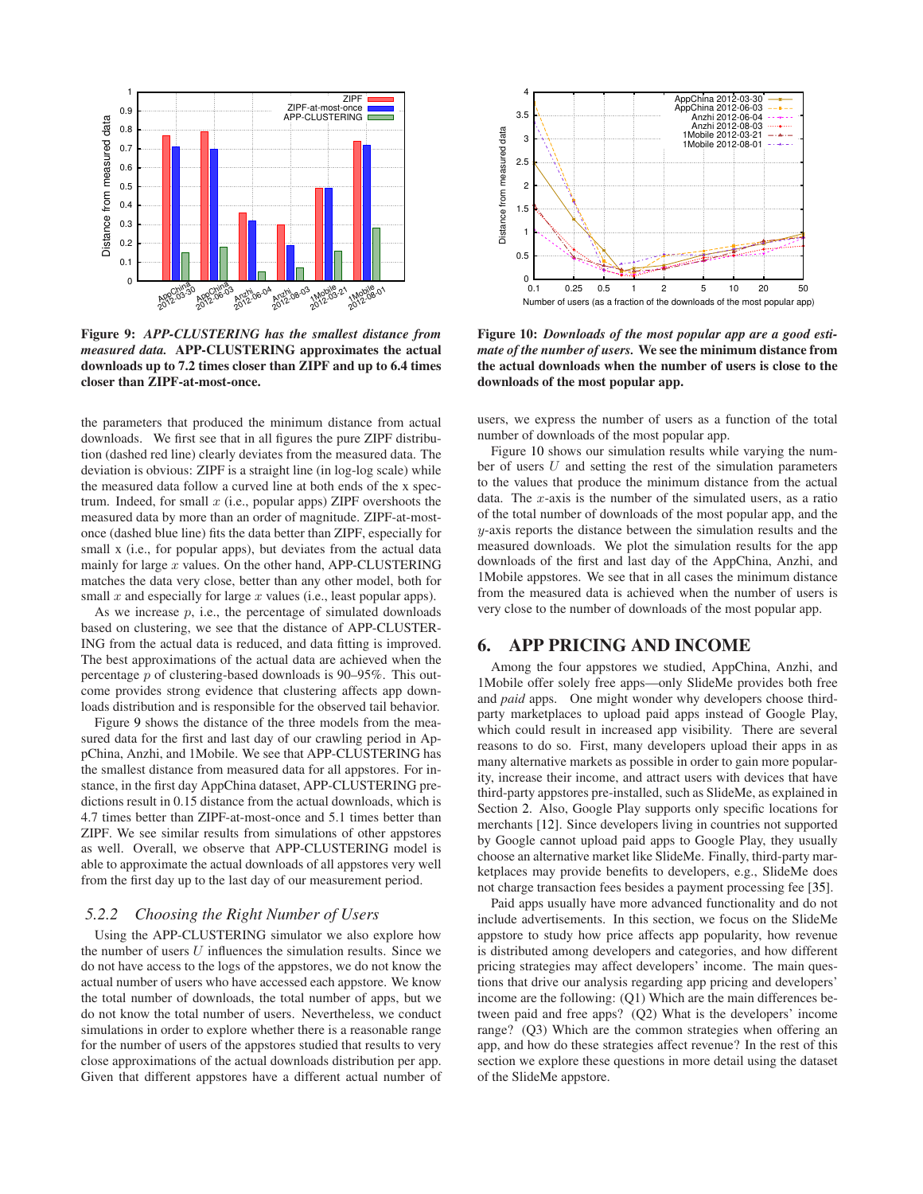**Figure 9:** ***APP-CLUSTERING has the smallest distance from measured data.*** **APP-CLUSTERING approximates the actual downloads up to 7.2 times closer than ZIPF and up to 6.4 times closer than ZIPF-at-most-once.**

**Figure 10:** ***Downloads of the most popular app are a good estimate of the number of users.*** **We see the minimum distance from the actual downloads when the number of users is close to the downloads of the most popular app.**

the parameters that produced the minimum distance from actual downloads. We first see that in all figures the pure ZIPF distribution (dashed red line) clearly deviates from the measured data. The deviation is obvious: ZIPF is a straight line (in log-log scale) while the measured data follow a curved line at both ends of the x spectrum. Indeed, for small $x$ (i.e., popular apps) ZIPF overshoots the measured data by more than an order of magnitude. ZIPF-at-most-once (dashed blue line) fits the data better than ZIPF, especially for small x (i.e., for popular apps), but deviates from the actual data mainly for large $x$ values. On the other hand, APP-CLUSTERING matches the data very close, better than any other model, both for small $x$ and especially for large $x$ values (i.e., least popular apps).

As we increase $p$, i.e., the percentage of simulated downloads based on clustering, we see that the distance of APP-CLUSTERING from the actual data is reduced, and data fitting is improved. The best approximations of the actual data are achieved when the percentage $p$ of clustering-based downloads is 90–95%. This outcome provides strong evidence that clustering affects app downloads distribution and is responsible for the observed tail behavior.

Figure 9 shows the distance of the three models from the measured data for the first and last day of our crawling period in AppChina, Anzhi, and 1Mobile. We see that APP-CLUSTERING has the smallest distance from measured data for all appstores. For instance, in the first day AppChina dataset, APP-CLUSTERING predictions result in 0.15 distance from the actual downloads, which is 4.7 times better than ZIPF-at-most-once and 5.1 times better than ZIPF. We see similar results from simulations of other appstores as well. Overall, we observe that APP-CLUSTERING model is able to approximate the actual downloads of all appstores very well from the first day up to the last day of our measurement period.

### 5.2.2 Choosing the Right Number of Users

Using the APP-CLUSTERING simulator we also explore how the number of users $U$ influences the simulation results. Since we do not have access to the logs of the appstores, we do not know the actual number of users who have accessed each appstore. We know the total number of downloads, the total number of apps, but we do not know the total number of users. Nevertheless, we conduct simulations in order to explore whether there is a reasonable range for the number of users of the appstores studied that results to very close approximations of the actual downloads distribution per app. Given that different appstores have a different actual number of users, we express the number of users as a function of the total number of downloads of the most popular app.

Figure 10 shows our simulation results while varying the number of users $U$ and setting the rest of the simulation parameters to the values that produce the minimum distance from the actual data. The $x$-axis is the number of the simulated users, as a ratio of the total number of downloads of the most popular app, and the $y$-axis reports the distance between the simulation results and the measured downloads. We plot the simulation results for the app downloads of the first and last day of the AppChina, Anzhi, and 1Mobile appstores. We see that in all cases the minimum distance from the measured data is achieved when the number of users is very close to the number of downloads of the most popular app.

## 6. APP PRICING AND INCOME

Among the four appstores we studied, AppChina, Anzhi, and 1Mobile offer solely free apps—only SlideMe provides both free and *paid* apps. One might wonder why developers choose third-party marketplaces to upload paid apps instead of Google Play, which could result in increased app visibility. There are several reasons to do so. First, many developers upload their apps in as many alternative markets as possible in order to gain more popularity, increase their income, and attract users with devices that have third-party appstores pre-installed, such as SlideMe, as explained in Section 2. Also, Google Play supports only specific locations for merchants [12]. Since developers living in countries not supported by Google cannot upload paid apps to Google Play, they usually choose an alternative market like SlideMe. Finally, third-party marketplaces may provide benefits to developers, e.g., SlideMe does not charge transaction fees besides a payment processing fee [35].

Paid apps usually have more advanced functionality and do not include advertisements. In this section, we focus on the SlideMe appstore to study how price affects app popularity, how revenue is distributed among developers and categories, and how different pricing strategies may affect developers' income. The main questions that drive our analysis regarding app pricing and developers' income are the following: (Q1) Which are the main differences between paid and free apps? (Q2) What is the developers' income range? (Q3) Which are the common strategies when offering an app, and how do these strategies affect revenue? In the rest of this section we explore these questions in more detail using the dataset of the SlideMe appstore.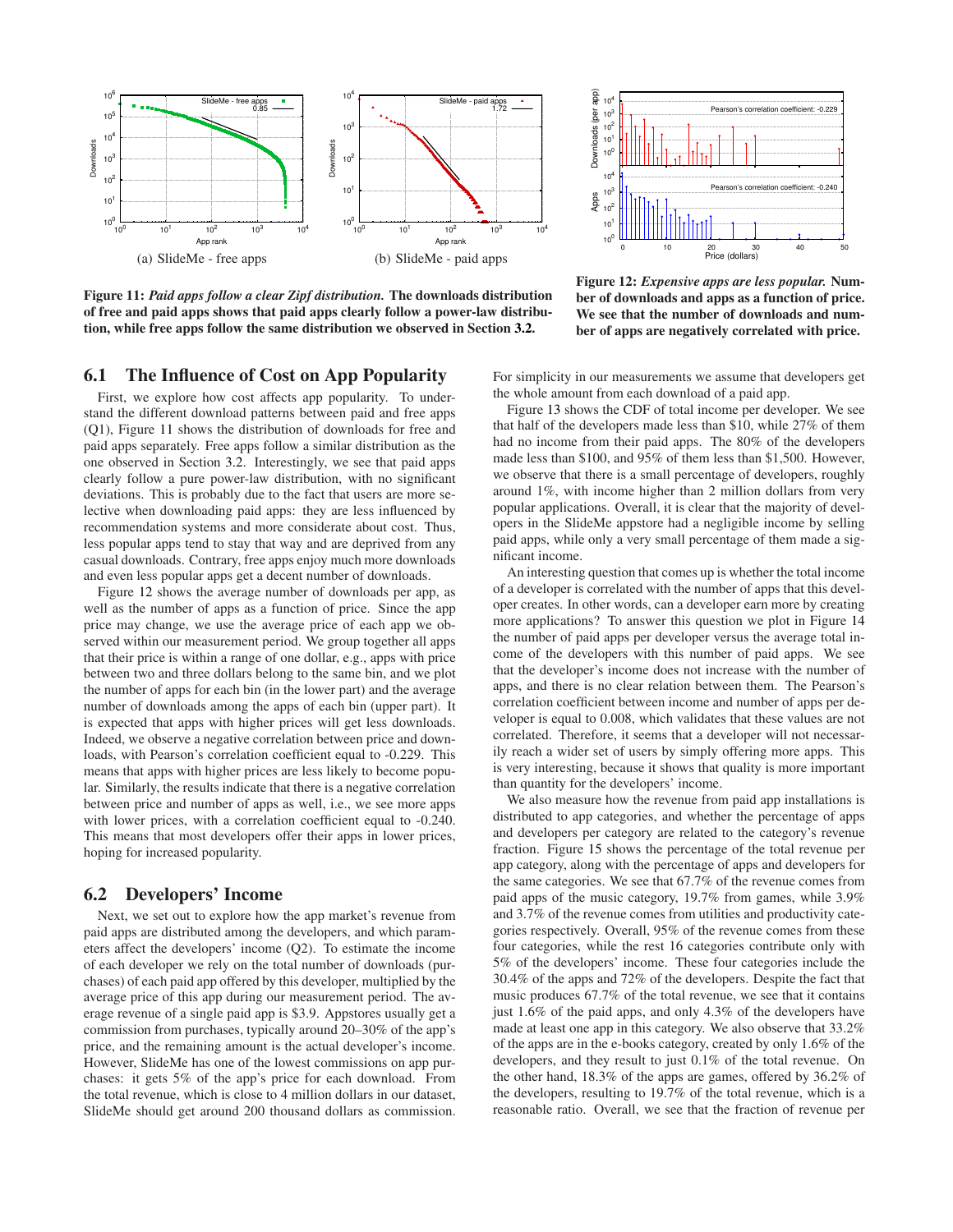(a) SlideMe - free apps

(b) SlideMe - paid apps

**Figure 11:** ***Paid apps follow a clear Zipf distribution.*** **The downloads distribution of free and paid apps shows that paid apps clearly follow a power-law distribution, while free apps follow the same distribution we observed in Section 3.2.**

**Figure 12:** ***Expensive apps are less popular.*** **Number of downloads and apps as a function of price. We see that the number of downloads and number of apps are negatively correlated with price.**

## 6.1 The Influence of Cost on App Popularity

First, we explore how cost affects app popularity. To understand the different download patterns between paid and free apps (Q1), Figure 11 shows the distribution of downloads for free and paid apps separately. Free apps follow a similar distribution as the one observed in Section 3.2. Interestingly, we see that paid apps clearly follow a pure power-law distribution, with no significant deviations. This is probably due to the fact that users are more selective when downloading paid apps: they are less influenced by recommendation systems and more considerate about cost. Thus, less popular apps tend to stay that way and are deprived from any casual downloads. Contrary, free apps enjoy much more downloads and even less popular apps get a decent number of downloads.

Figure 12 shows the average number of downloads per app, as well as the number of apps as a function of price. Since the app price may change, we use the average price of each app we observed within our measurement period. We group together all apps that their price is within a range of one dollar, e.g., apps with price between two and three dollars belong to the same bin, and we plot the number of apps for each bin (in the lower part) and the average number of downloads among the apps of each bin (upper part). It is expected that apps with higher prices will get less downloads. Indeed, we observe a negative correlation between price and downloads, with Pearson's correlation coefficient equal to -0.229. This means that apps with higher prices are less likely to become popular. Similarly, the results indicate that there is a negative correlation between price and number of apps as well, i.e., we see more apps with lower prices, with a correlation coefficient equal to -0.240. This means that most developers offer their apps in lower prices, hoping for increased popularity.

## 6.2 Developers' Income

Next, we set out to explore how the app market's revenue from paid apps are distributed among the developers, and which parameters affect the developers' income (Q2). To estimate the income of each developer we rely on the total number of downloads (purchases) of each paid app offered by this developer, multiplied by the average price of this app during our measurement period. The average revenue of a single paid app is \$3.9. Appstores usually get a commission from purchases, typically around 20–30% of the app's price, and the remaining amount is the actual developer's income. However, SlideMe has one of the lowest commissions on app purchases: it gets 5% of the app's price for each download. From the total revenue, which is close to 4 million dollars in our dataset, SlideMe should get around 200 thousand dollars as commission. For simplicity in our measurements we assume that developers get the whole amount from each download of a paid app.

Figure 13 shows the CDF of total income per developer. We see that half of the developers made less than \$10, while 27% of them had no income from their paid apps. The 80% of the developers made less than \$100, and 95% of them less than \$1,500. However, we observe that there is a small percentage of developers, roughly around 1%, with income higher than 2 million dollars from very popular applications. Overall, it is clear that the majority of developers in the SlideMe appstore had a negligible income by selling paid apps, while only a very small percentage of them made a significant income.

An interesting question that comes up is whether the total income of a developer is correlated with the number of apps that this developer creates. In other words, can a developer earn more by creating more applications? To answer this question we plot in Figure 14 the number of paid apps per developer versus the average total income of the developers with this number of paid apps. We see that the developer's income does not increase with the number of apps, and there is no clear relation between them. The Pearson's correlation coefficient between income and number of apps per developer is equal to 0.008, which validates that these values are not correlated. Therefore, it seems that a developer will not necessarily reach a wider set of users by simply offering more apps. This is very interesting, because it shows that quality is more important than quantity for the developers' income.

We also measure how the revenue from paid app installations is distributed to app categories, and whether the percentage of apps and developers per category are related to the category's revenue fraction. Figure 15 shows the percentage of the total revenue per app category, along with the percentage of apps and developers for the same categories. We see that 67.7% of the revenue comes from paid apps of the music category, 19.7% from games, while 3.9% and 3.7% of the revenue comes from utilities and productivity categories respectively. Overall, 95% of the revenue comes from these four categories, while the rest 16 categories contribute only with 5% of the developers' income. These four categories include the 30.4% of the apps and 72% of the developers. Despite the fact that music produces 67.7% of the total revenue, we see that it contains just 1.6% of the paid apps, and only 4.3% of the developers have made at least one app in this category. We also observe that 33.2% of the apps are in the e-books category, created by only 1.6% of the developers, and they result to just 0.1% of the total revenue. On the other hand, 18.3% of the apps are games, offered by 36.2% of the developers, resulting to 19.7% of the total revenue, which is a reasonable ratio. Overall, we see that the fraction of revenue per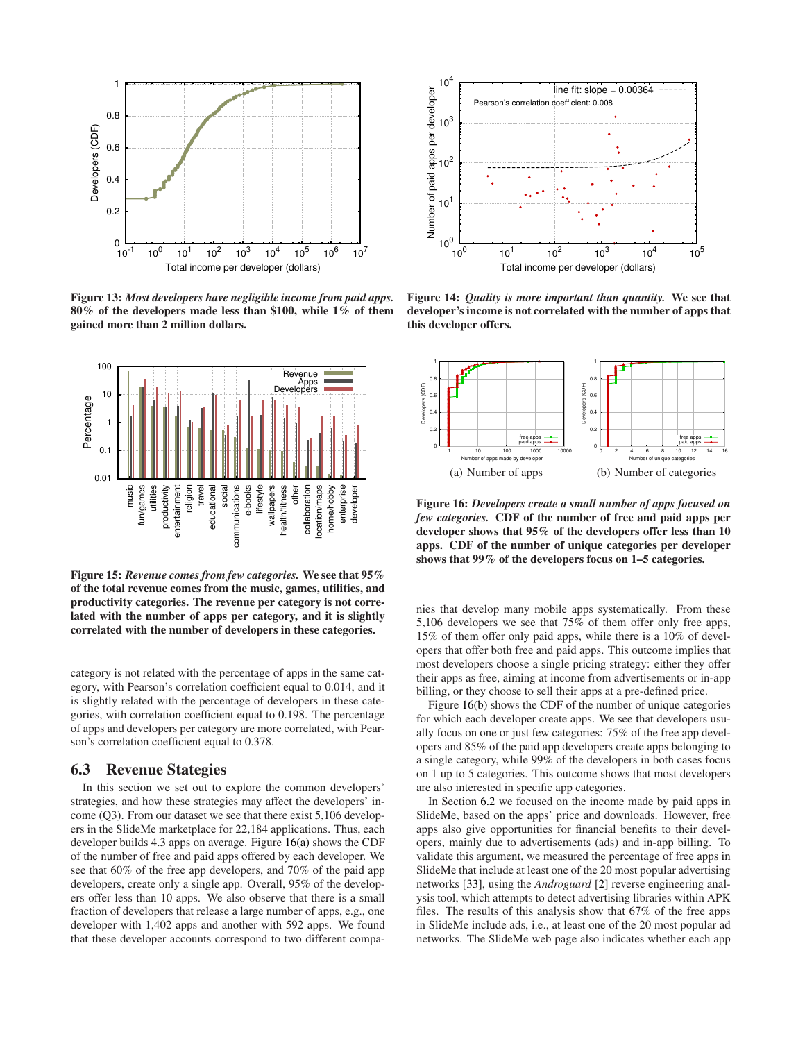**Figure 13:** ***Most developers have negligible income from paid apps.*** **80% of the developers made less than \$100, while 1% of them gained more than 2 million dollars.**

**Figure 14:** ***Quality is more important than quantity.*** **We see that developer's income is not correlated with the number of apps that this developer offers.**

**Figure 15:** ***Revenue comes from few categories.*** **We see that 95% of the total revenue comes from the music, games, utilities, and productivity categories. The revenue per category is not correlated with the number of apps per category, and it is slightly correlated with the number of developers in these categories.**

(a) Number of apps

(b) Number of categories

**Figure 16:** ***Developers create a small number of apps focused on few categories.*** **CDF of the number of free and paid apps per developer shows that 95% of the developers offer less than 10 apps. CDF of the number of unique categories per developer shows that 99% of the developers focus on 1–5 categories.**

category is not related with the percentage of apps in the same category, with Pearson's correlation coefficient equal to 0.014, and it is slightly related with the percentage of developers in these categories, with correlation coefficient equal to 0.198. The percentage of apps and developers per category are more correlated, with Pearson's correlation coefficient equal to 0.378.

## 6.3 Revenue Stategies

In this section we set out to explore the common developers' strategies, and how these strategies may affect the developers' income (Q3). From our dataset we see that there exist 5,106 developers in the SlideMe marketplace for 22,184 applications. Thus, each developer builds 4.3 apps on average. Figure 16(a) shows the CDF of the number of free and paid apps offered by each developer. We see that 60% of the free app developers, and 70% of the paid app developers, create only a single app. Overall, 95% of the developers offer less than 10 apps. We also observe that there is a small fraction of developers that release a large number of apps, e.g., one developer with 1,402 apps and another with 592 apps. We found that these developer accounts correspond to two different companies that develop many mobile apps systematically. From these 5,106 developers we see that 75% of them offer only free apps, 15% of them offer only paid apps, while there is a 10% of developers that offer both free and paid apps. This outcome implies that most developers choose a single pricing strategy: either they offer their apps as free, aiming at income from advertisements or in-app billing, or they choose to sell their apps at a pre-defined price.

Figure 16(b) shows the CDF of the number of unique categories for which each developer create apps. We see that developers usually focus on one or just few categories: 75% of the free app developers and 85% of the paid app developers create apps belonging to a single category, while 99% of the developers in both cases focus on 1 up to 5 categories. This outcome shows that most developers are also interested in specific app categories.

In Section 6.2 we focused on the income made by paid apps in SlideMe, based on the apps' price and downloads. However, free apps also give opportunities for financial benefits to their developers, mainly due to advertisements (ads) and in-app billing. To validate this argument, we measured the percentage of free apps in SlideMe that include at least one of the 20 most popular advertising networks [33], using the *Androguard* [2] reverse engineering analysis tool, which attempts to detect advertising libraries within APK files. The results of this analysis show that 67% of the free apps in SlideMe include ads, i.e., at least one of the 20 most popular ad networks. The SlideMe web page also indicates whether each app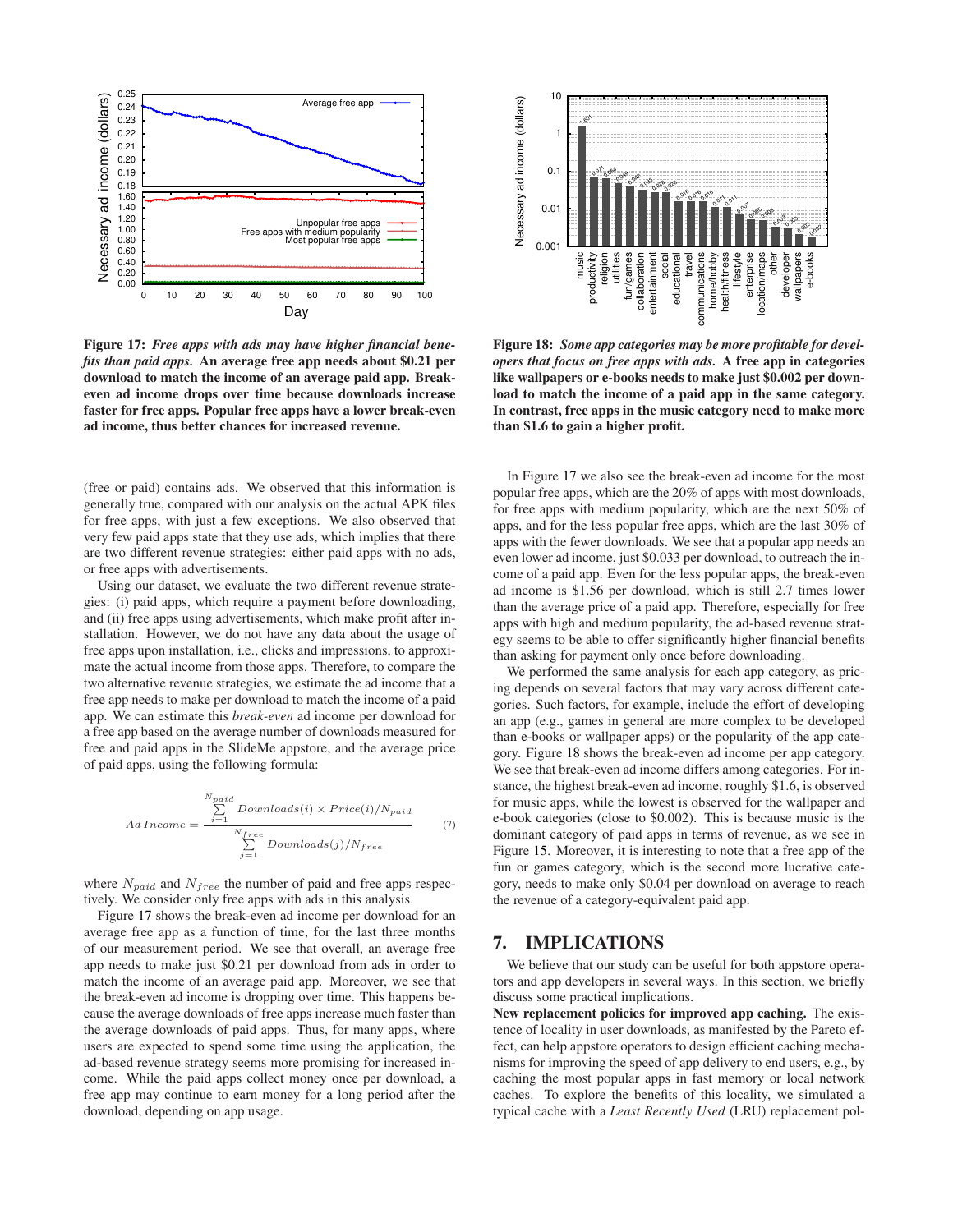**Figure 17:** ***Free apps with ads may have higher financial benefits than paid apps.*** **An average free app needs about \$0.21 per download to match the income of an average paid app. Break-even ad income drops over time because downloads increase faster for free apps. Popular free apps have a lower break-even ad income, thus better chances for increased revenue.**

**Figure 18:** ***Some app categories may be more profitable for developers that focus on free apps with ads.*** **A free app in categories like wallpapers or e-books needs to make just \$0.002 per download to match the income of a paid app in the same category. In contrast, free apps in the music category need to make more than \$1.6 to gain a higher profit.**

(free or paid) contains ads. We observed that this information is generally true, compared with our analysis on the actual APK files for free apps, with just a few exceptions. We also observed that very few paid apps state that they use ads, which implies that there are two different revenue strategies: either paid apps with no ads, or free apps with advertisements.

Using our dataset, we evaluate the two different revenue strategies: (i) paid apps, which require a payment before downloading, and (ii) free apps using advertisements, which make profit after installation. However, we do not have any data about the usage of free apps upon installation, i.e., clicks and impressions, to approximate the actual income from those apps. Therefore, to compare the two alternative revenue strategies, we estimate the ad income that a free app needs to make per download to match the income of a paid app. We can estimate this *break-even* ad income per download for a free app based on the average number of downloads measured for free and paid apps in the SlideMe appstore, and the average price of paid apps, using the following formula:

$$Ad\,Income = \frac{\sum_{i=1}^{N_{paid}} Downloads(i) \times Price(i)/N_{paid}}{\sum_{j=1}^{N_{free}} Downloads(j)/N_{free}} \quad (7)$$

where $N_{paid}$ and $N_{free}$ the number of paid and free apps respectively. We consider only free apps with ads in this analysis.

Figure 17 shows the break-even ad income per download for an average free app as a function of time, for the last three months of our measurement period. We see that overall, an average free app needs to make just \$0.21 per download from ads in order to match the income of an average paid app. Moreover, we see that the break-even ad income is dropping over time. This happens because the average downloads of free apps increase much faster than the average downloads of paid apps. Thus, for many apps, where users are expected to spend some time using the application, the ad-based revenue strategy seems more promising for increased income. While the paid apps collect money once per download, a free app may continue to earn money for a long period after the download, depending on app usage.

In Figure 17 we also see the break-even ad income for the most popular free apps, which are the 20% of apps with most downloads, for free apps with medium popularity, which are the next 50% of apps, and for the less popular free apps, which are the last 30% of apps with the fewer downloads. We see that a popular app needs an even lower ad income, just \$0.033 per download, to outreach the income of a paid app. Even for the less popular apps, the break-even ad income is \$1.56 per download, which is still 2.7 times lower than the average price of a paid app. Therefore, especially for free apps with high and medium popularity, the ad-based revenue strategy seems to be able to offer significantly higher financial benefits than asking for payment only once before downloading.

We performed the same analysis for each app category, as pricing depends on several factors that may vary across different categories. Such factors, for example, include the effort of developing an app (e.g., games in general are more complex to be developed than e-books or wallpaper apps) or the popularity of the app category. Figure 18 shows the break-even ad income per app category. We see that break-even ad income differs among categories. For instance, the highest break-even ad income, roughly \$1.6, is observed for music apps, while the lowest is observed for the wallpaper and e-book categories (close to \$0.002). This is because music is the dominant category of paid apps in terms of revenue, as we see in Figure 15. Moreover, it is interesting to note that a free app of the fun or games category, which is the second more lucrative category, needs to make only \$0.04 per download on average to reach the revenue of a category-equivalent paid app.

## 7. IMPLICATIONS

We believe that our study can be useful for both appstore operators and app developers in several ways. In this section, we briefly discuss some practical implications.

**New replacement policies for improved app caching.** The existence of locality in user downloads, as manifested by the Pareto effect, can help appstore operators to design efficient caching mechanisms for improving the speed of app delivery to end users, e.g., by caching the most popular apps in fast memory or local network caches. To explore the benefits of this locality, we simulated a typical cache with a *Least Recently Used* (LRU) replacement pol-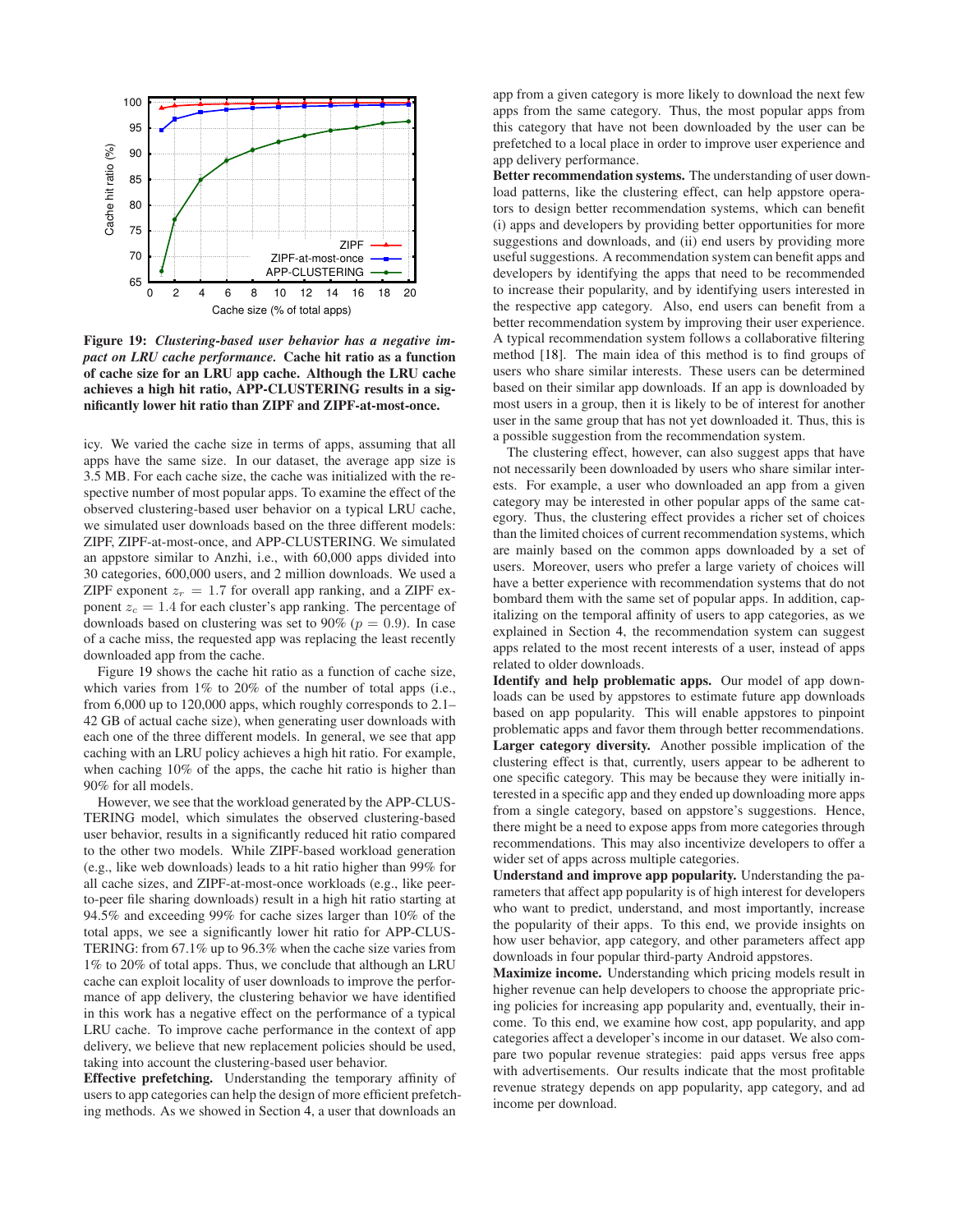100
95
90
85
80
75
70
65
Cache hit ratio (%)
0 2 4 6 8 10 12 14 16 18 20
Cache size (% of total apps)
ZIPF
ZIPF-at-most-once
APP-CLUSTERING

**Figure 19:** ***Clustering-based user behavior has a negative impact on LRU cache performance.*** **Cache hit ratio as a function of cache size for an LRU app cache. Although the LRU cache achieves a high hit ratio, APP-CLUSTERING results in a significantly lower hit ratio than ZIPF and ZIPF-at-most-once.**

icy. We varied the cache size in terms of apps, assuming that all apps have the same size. In our dataset, the average app size is 3.5 MB. For each cache size, the cache was initialized with the respective number of most popular apps. To examine the effect of the observed clustering-based user behavior on a typical LRU cache, we simulated user downloads based on the three different models: ZIPF, ZIPF-at-most-once, and APP-CLUSTERING. We simulated an appstore similar to Anzhi, i.e., with 60,000 apps divided into 30 categories, 600,000 users, and 2 million downloads. We used a ZIPF exponent $z_r = 1.7$ for overall app ranking, and a ZIPF exponent $z_c = 1.4$ for each cluster's app ranking. The percentage of downloads based on clustering was set to 90% ($p = 0.9$). In case of a cache miss, the requested app was replacing the least recently downloaded app from the cache.

Figure 19 shows the cache hit ratio as a function of cache size, which varies from 1% to 20% of the number of total apps (i.e., from 6,000 up to 120,000 apps, which roughly corresponds to 2.1–42 GB of actual cache size), when generating user downloads with each one of the three different models. In general, we see that app caching with an LRU policy achieves a high hit ratio. For example, when caching 10% of the apps, the cache hit ratio is higher than 90% for all models.

However, we see that the workload generated by the APP-CLUSTERING model, which simulates the observed clustering-based user behavior, results in a significantly reduced hit ratio compared to the other two models. While ZIPF-based workload generation (e.g., like web downloads) leads to a hit ratio higher than 99% for all cache sizes, and ZIPF-at-most-once workloads (e.g., like peer-to-peer file sharing downloads) result in a high hit ratio starting at 94.5% and exceeding 99% for cache sizes larger than 10% of the total apps, we see a significantly lower hit ratio for APP-CLUSTERING: from 67.1% up to 96.3% when the cache size varies from 1% to 20% of total apps. Thus, we conclude that although an LRU cache can exploit locality of user downloads to improve the performance of app delivery, the clustering behavior we have identified in this work has a negative effect on the performance of a typical LRU cache. To improve cache performance in the context of app delivery, we believe that new replacement policies should be used, taking into account the clustering-based user behavior.

**Effective prefetching.** Understanding the temporary affinity of users to app categories can help the design of more efficient prefetching methods. As we showed in Section 4, a user that downloads an app from a given category is more likely to download the next few apps from the same category. Thus, the most popular apps from this category that have not been downloaded by the user can be prefetched to a local place in order to improve user experience and app delivery performance.

**Better recommendation systems.** The understanding of user download patterns, like the clustering effect, can help appstore operators to design better recommendation systems, which can benefit (i) apps and developers by providing better opportunities for more suggestions and downloads, and (ii) end users by providing more useful suggestions. A recommendation system can benefit apps and developers by identifying the apps that need to be recommended to increase their popularity, and by identifying users interested in the respective app category. Also, end users can benefit from a better recommendation system by improving their user experience. A typical recommendation system follows a collaborative filtering method [18]. The main idea of this method is to find groups of users who share similar interests. These users can be determined based on their similar app downloads. If an app is downloaded by most users in a group, then it is likely to be of interest for another user in the same group that has not yet downloaded it. Thus, this is a possible suggestion from the recommendation system.

The clustering effect, however, can also suggest apps that have not necessarily been downloaded by users who share similar interests. For example, a user who downloaded an app from a given category may be interested in other popular apps of the same category. Thus, the clustering effect provides a richer set of choices than the limited choices of current recommendation systems, which are mainly based on the common apps downloaded by a set of users. Moreover, users who prefer a large variety of choices will have a better experience with recommendation systems that do not bombard them with the same set of popular apps. In addition, capitalizing on the temporal affinity of users to app categories, as we explained in Section 4, the recommendation system can suggest apps related to the most recent interests of a user, instead of apps related to older downloads.

**Identify and help problematic apps.** Our model of app downloads can be used by appstores to estimate future app downloads based on app popularity. This will enable appstores to pinpoint problematic apps and favor them through better recommendations.

**Larger category diversity.** Another possible implication of the clustering effect is that, currently, users appear to be adherent to one specific category. This may be because they were initially interested in a specific app and they ended up downloading more apps from a single category, based on appstore's suggestions. Hence, there might be a need to expose apps from more categories through recommendations. This may also incentivize developers to offer a wider set of apps across multiple categories.

**Understand and improve app popularity.** Understanding the parameters that affect app popularity is of high interest for developers who want to predict, understand, and most importantly, increase the popularity of their apps. To this end, we provide insights on how user behavior, app category, and other parameters affect app downloads in four popular third-party Android appstores.

**Maximize income.** Understanding which pricing models result in higher revenue can help developers to choose the appropriate pricing policies for increasing app popularity and, eventually, their income. To this end, we examine how cost, app popularity, and app categories affect a developer's income in our dataset. We also compare two popular revenue strategies: paid apps versus free apps with advertisements. Our results indicate that the most profitable revenue strategy depends on app popularity, app category, and ad income per download.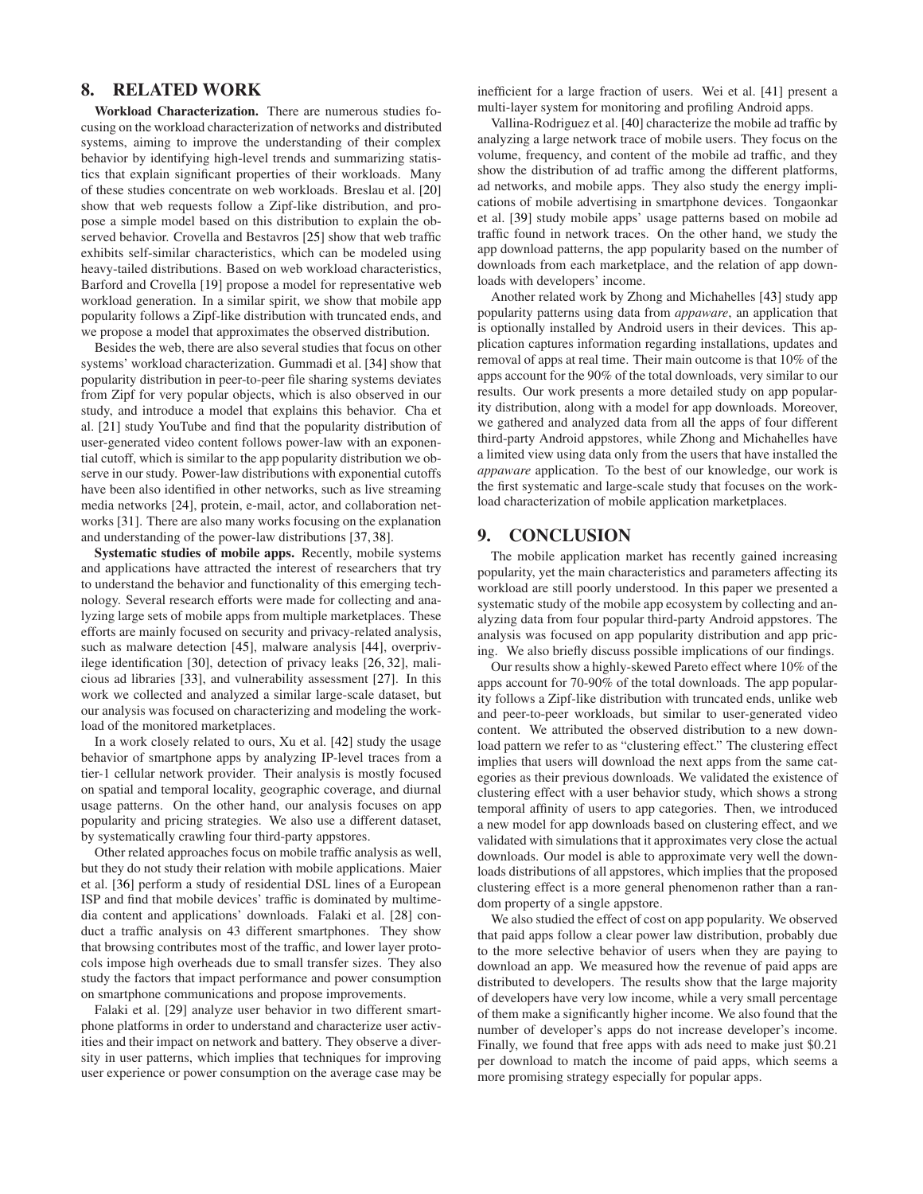## 8. RELATED WORK

**Workload Characterization.** There are numerous studies focusing on the workload characterization of networks and distributed systems, aiming to improve the understanding of their complex behavior by identifying high-level trends and summarizing statistics that explain significant properties of their workloads. Many of these studies concentrate on web workloads. Breslau et al. [20] show that web requests follow a Zipf-like distribution, and propose a simple model based on this distribution to explain the observed behavior. Crovella and Bestavros [25] show that web traffic exhibits self-similar characteristics, which can be modeled using heavy-tailed distributions. Based on web workload characteristics, Barford and Crovella [19] propose a model for representative web workload generation. In a similar spirit, we show that mobile app popularity follows a Zipf-like distribution with truncated ends, and we propose a model that approximates the observed distribution.

Besides the web, there are also several studies that focus on other systems' workload characterization. Gummadi et al. [34] show that popularity distribution in peer-to-peer file sharing systems deviates from Zipf for very popular objects, which is also observed in our study, and introduce a model that explains this behavior. Cha et al. [21] study YouTube and find that the popularity distribution of user-generated video content follows power-law with an exponential cutoff, which is similar to the app popularity distribution we observe in our study. Power-law distributions with exponential cutoffs have been also identified in other networks, such as live streaming media networks [24], protein, e-mail, actor, and collaboration networks [31]. There are also many works focusing on the explanation and understanding of the power-law distributions [37, 38].

**Systematic studies of mobile apps.** Recently, mobile systems and applications have attracted the interest of researchers that try to understand the behavior and functionality of this emerging technology. Several research efforts were made for collecting and analyzing large sets of mobile apps from multiple marketplaces. These efforts are mainly focused on security and privacy-related analysis, such as malware detection [45], malware analysis [44], overprivilege identification [30], detection of privacy leaks [26, 32], malicious ad libraries [33], and vulnerability assessment [27]. In this work we collected and analyzed a similar large-scale dataset, but our analysis was focused on characterizing and modeling the workload of the monitored marketplaces.

In a work closely related to ours, Xu et al. [42] study the usage behavior of smartphone apps by analyzing IP-level traces from a tier-1 cellular network provider. Their analysis is mostly focused on spatial and temporal locality, geographic coverage, and diurnal usage patterns. On the other hand, our analysis focuses on app popularity and pricing strategies. We also use a different dataset, by systematically crawling four third-party appstores.

Other related approaches focus on mobile traffic analysis as well, but they do not study their relation with mobile applications. Maier et al. [36] perform a study of residential DSL lines of a European ISP and find that mobile devices' traffic is dominated by multimedia content and applications' downloads. Falaki et al. [28] conduct a traffic analysis on 43 different smartphones. They show that browsing contributes most of the traffic, and lower layer protocols impose high overheads due to small transfer sizes. They also study the factors that impact performance and power consumption on smartphone communications and propose improvements.

Falaki et al. [29] analyze user behavior in two different smartphone platforms in order to understand and characterize user activities and their impact on network and battery. They observe a diversity in user patterns, which implies that techniques for improving user experience or power consumption on the average case may be inefficient for a large fraction of users. Wei et al. [41] present a multi-layer system for monitoring and profiling Android apps.

Vallina-Rodriguez et al. [40] characterize the mobile ad traffic by analyzing a large network trace of mobile users. They focus on the volume, frequency, and content of the mobile ad traffic, and they show the distribution of ad traffic among the different platforms, ad networks, and mobile apps. They also study the energy implications of mobile advertising in smartphone devices. Tongaonkar et al. [39] study mobile apps' usage patterns based on mobile ad traffic found in network traces. On the other hand, we study the app download patterns, the app popularity based on the number of downloads from each marketplace, and the relation of app downloads with developers' income.

Another related work by Zhong and Michahelles [43] study app popularity patterns using data from *appaware*, an application that is optionally installed by Android users in their devices. This application captures information regarding installations, updates and removal of apps at real time. Their main outcome is that 10% of the apps account for the 90% of the total downloads, very similar to our results. Our work presents a more detailed study on app popularity distribution, along with a model for app downloads. Moreover, we gathered and analyzed data from all the apps of four different third-party Android appstores, while Zhong and Michahelles have a limited view using data only from the users that have installed the *appaware* application. To the best of our knowledge, our work is the first systematic and large-scale study that focuses on the workload characterization of mobile application marketplaces.

## 9. CONCLUSION

The mobile application market has recently gained increasing popularity, yet the main characteristics and parameters affecting its workload are still poorly understood. In this paper we presented a systematic study of the mobile app ecosystem by collecting and analyzing data from four popular third-party Android appstores. The analysis was focused on app popularity distribution and app pricing. We also briefly discuss possible implications of our findings.

Our results show a highly-skewed Pareto effect where 10% of the apps account for 70-90% of the total downloads. The app popularity follows a Zipf-like distribution with truncated ends, unlike web and peer-to-peer workloads, but similar to user-generated video content. We attributed the observed distribution to a new download pattern we refer to as "clustering effect." The clustering effect implies that users will download the next apps from the same categories as their previous downloads. We validated the existence of clustering effect with a user behavior study, which shows a strong temporal affinity of users to app categories. Then, we introduced a new model for app downloads based on clustering effect, and we validated with simulations that it approximates very close the actual downloads. Our model is able to approximate very well the downloads distributions of all appstores, which implies that the proposed clustering effect is a more general phenomenon rather than a random property of a single appstore.

We also studied the effect of cost on app popularity. We observed that paid apps follow a clear power law distribution, probably due to the more selective behavior of users when they are paying to download an app. We measured how the revenue of paid apps are distributed to developers. The results show that the large majority of developers have very low income, while a very small percentage of them make a significantly higher income. We also found that the number of developer's apps do not increase developer's income. Finally, we found that free apps with ads need to make just $0.21 per download to match the income of paid apps, which seems a more promising strategy especially for popular apps.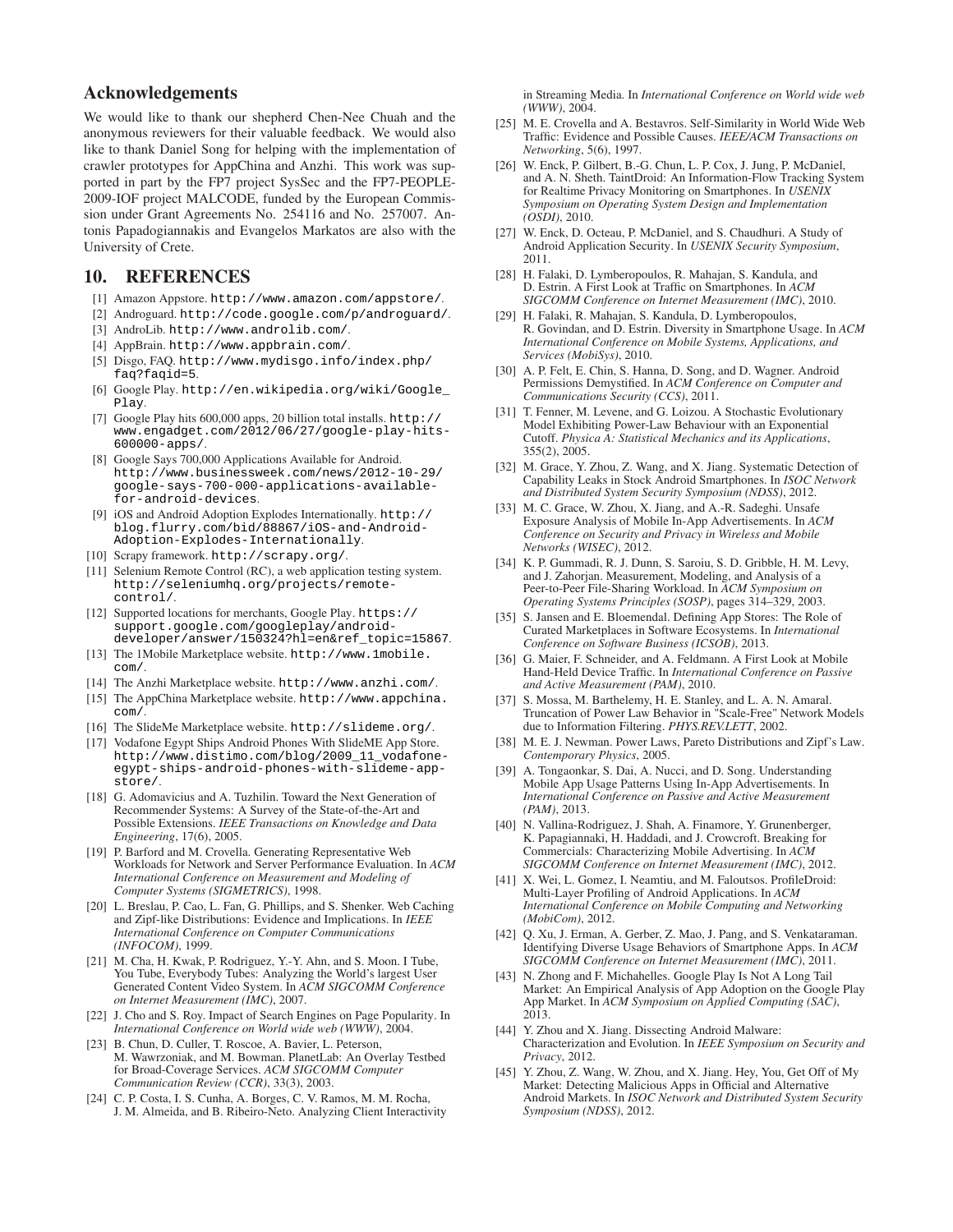## Acknowledgements

We would like to thank our shepherd Chen-Nee Chuah and the anonymous reviewers for their valuable feedback. We would also like to thank Daniel Song for helping with the implementation of crawler prototypes for AppChina and Anzhi. This work was supported in part by the FP7 project SysSec and the FP7-PEOPLE-2009-IOF project MALCODE, funded by the European Commission under Grant Agreements No. 254116 and No. 257007. Antonis Papadogiannakis and Evangelos Markatos are also with the University of Crete.

# 10. REFERENCES

[1] Amazon Appstore. http://www.amazon.com/appstore/.

[2] Androguard. http://code.google.com/p/androguard/.

[3] AndroLib. http://www.androlib.com/.

[4] AppBrain. http://www.appbrain.com/.

[5] Disgo, FAQ. http://www.mydisgo.info/index.php/faq?faqid=5.

[6] Google Play. http://en.wikipedia.org/wiki/Google_Play.

[7] Google Play hits 600,000 apps, 20 billion total installs. http://www.engadget.com/2012/06/27/google-play-hits-600000-apps/.

[8] Google Says 700,000 Applications Available for Android. http://www.businessweek.com/news/2012-10-29/google-says-700-000-applications-available-for-android-devices.

[9] iOS and Android Adoption Explodes Internationally. http://blog.flurry.com/bid/88867/iOS-and-Android-Adoption-Explodes-Internationally.

[10] Scrapy framework. http://scrapy.org/.

[11] Selenium Remote Control (RC), a web application testing system. http://seleniumhq.org/projects/remote-control/.

[12] Supported locations for merchants, Google Play. https://support.google.com/googleplay/android-developer/answer/150324?hl=en&ref_topic=15867.

[13] The 1Mobile Marketplace website. http://www.1mobile.com/.

[14] The Anzhi Marketplace website. http://www.anzhi.com/.

[15] The AppChina Marketplace website. http://www.appchina.com/.

[16] The SlideMe Marketplace website. http://slideme.org/.

[17] Vodafone Egypt Ships Android Phones With SlideME App Store. http://www.distimo.com/blog/2009_11_vodafone-egypt-ships-android-phones-with-slideme-app-store/.

[18] G. Adomavicius and A. Tuzhilin. Toward the Next Generation of Recommender Systems: A Survey of the State-of-the-Art and Possible Extensions. *IEEE Transactions on Knowledge and Data Engineering*, 17(6), 2005.

[19] P. Barford and M. Crovella. Generating Representative Web Workloads for Network and Server Performance Evaluation. In *ACM International Conference on Measurement and Modeling of Computer Systems (SIGMETRICS)*, 1998.

[20] L. Breslau, P. Cao, L. Fan, G. Phillips, and S. Shenker. Web Caching and Zipf-like Distributions: Evidence and Implications. In *IEEE International Conference on Computer Communications (INFOCOM)*, 1999.

[21] M. Cha, H. Kwak, P. Rodriguez, Y.-Y. Ahn, and S. Moon. I Tube, You Tube, Everybody Tubes: Analyzing the World's Largest User Generated Content Video System. In *ACM SIGCOMM Conference on Internet Measurement (IMC)*, 2007.

[22] J. Cho and S. Roy. Impact of Search Engines on Page Popularity. In *International Conference on World wide web (WWW)*, 2004.

[23] B. Chun, D. Culler, T. Roscoe, A. Bavier, L. Peterson, M. Wawrzoniak, and M. Bowman. PlanetLab: An Overlay Testbed for Broad-Coverage Services. *ACM SIGCOMM Computer Communication Review (CCR)*, 33(3), 2003.

[24] C. P. Costa, I. S. Cunha, A. Borges, C. V. Ramos, M. M. Rocha, J. M. Almeida, and B. Ribeiro-Neto. Analyzing Client Interactivity in Streaming Media. In *International Conference on World wide web (WWW)*, 2004.

[25] M. E. Crovella and A. Bestavros. Self-Similarity in World Wide Web Traffic: Evidence and Possible Causes. *IEEE/ACM Transactions on Networking*, 5(6), 1997.

[26] W. Enck, P. Gilbert, B.-G. Chun, L. P. Cox, J. Jung, P. McDaniel, and A. N. Sheth. TaintDroid: An Information-Flow Tracking System for Realtime Privacy Monitoring on Smartphones. In *USENIX Symposium on Operating System Design and Implementation (OSDI)*, 2010.

[27] W. Enck, D. Octeau, P. McDaniel, and S. Chaudhuri. A Study of Android Application Security. In *USENIX Security Symposium*, 2011.

[28] H. Falaki, D. Lymberopoulos, R. Mahajan, S. Kandula, and D. Estrin. A First Look at Traffic on Smartphones. In *ACM SIGCOMM Conference on Internet Measurement (IMC)*, 2010.

[29] H. Falaki, R. Mahajan, S. Kandula, D. Lymberopoulos, R. Govindan, and D. Estrin. Diversity in Smartphone Usage. In *ACM International Conference on Mobile Systems, Applications, and Services (MobiSys)*, 2010.

[30] A. P. Felt, E. Chin, S. Hanna, D. Song, and D. Wagner. Android Permissions Demystified. In *ACM Conference on Computer and Communications Security (CCS)*, 2011.

[31] T. Fenner, M. Levene, and G. Loizou. A Stochastic Evolutionary Model Exhibiting Power-Law Behaviour with an Exponential Cutoff. *Physica A: Statistical Mechanics and its Applications*, 355(2), 2005.

[32] M. Grace, Y. Zhou, Z. Wang, and X. Jiang. Systematic Detection of Capability Leaks in Stock Android Smartphones. In *ISOC Network and Distributed System Security Symposium (NDSS)*, 2012.

[33] M. C. Grace, W. Zhou, X. Jiang, and A.-R. Sadeghi. Unsafe Exposure Analysis of Mobile In-App Advertisements. In *ACM Conference on Security and Privacy in Wireless and Mobile Networks (WISEC)*, 2012.

[34] K. P. Gummadi, R. J. Dunn, S. Saroiu, S. D. Gribble, H. M. Levy, and J. Zahorjan. Measurement, Modeling, and Analysis of a Peer-to-Peer File-Sharing Workload. In *ACM Symposium on Operating Systems Principles (SOSP)*, pages 314–329, 2003.

[35] S. Jansen and E. Bloemendal. Defining App Stores: The Role of Curated Marketplaces in Software Ecosystems. In *International Conference on Software Business (ICSOB)*, 2013.

[36] G. Maier, F. Schneider, and A. Feldmann. A First Look at Mobile Hand-Held Device Traffic. In *International Conference on Passive and Active Measurement (PAM)*, 2010.

[37] S. Mossa, M. Barthelemy, H. E. Stanley, and L. A. N. Amaral. Truncation of Power Law Behavior in "Scale-Free" Network Models due to Information Filtering. *PHYS.REV.LETT*, 2002.

[38] M. E. J. Newman. Power Laws, Pareto Distributions and Zipf's Law. *Contemporary Physics*, 2005.

[39] A. Tongaonkar, S. Dai, A. Nucci, and D. Song. Understanding Mobile App Usage Patterns Using In-App Advertisements. In *International Conference on Passive and Active Measurement (PAM)*, 2013.

[40] N. Vallina-Rodriguez, J. Shah, A. Finamore, Y. Grunenberger, K. Papagiannaki, H. Haddadi, and J. Crowcroft. Breaking for Commercials: Characterizing Mobile Advertising. In *ACM SIGCOMM Conference on Internet Measurement (IMC)*, 2012.

[41] X. Wei, L. Gomez, I. Neamtiu, and M. Faloutsos. ProfileDroid: Multi-Layer Profiling of Android Applications. In *ACM International Conference on Mobile Computing and Networking (MobiCom)*, 2012.

[42] Q. Xu, J. Erman, A. Gerber, Z. Mao, J. Pang, and S. Venkataraman. Identifying Diverse Usage Behaviors of Smartphone Apps. In *ACM SIGCOMM Conference on Internet Measurement (IMC)*, 2011.

[43] N. Zhong and F. Michahelles. Google Play Is Not A Long Tail Market: An Empirical Analysis of App Adoption on the Google Play App Market. In *ACM Symposium on Applied Computing (SAC)*, 2013.

[44] Y. Zhou and X. Jiang. Dissecting Android Malware: Characterization and Evolution. In *IEEE Symposium on Security and Privacy*, 2012.

[45] Y. Zhou, Z. Wang, W. Zhou, and X. Jiang. Hey, You, Get Off of My Market: Detecting Malicious Apps in Official and Alternative Android Markets. In *ISOC Network and Distributed System Security Symposium (NDSS)*, 2012.